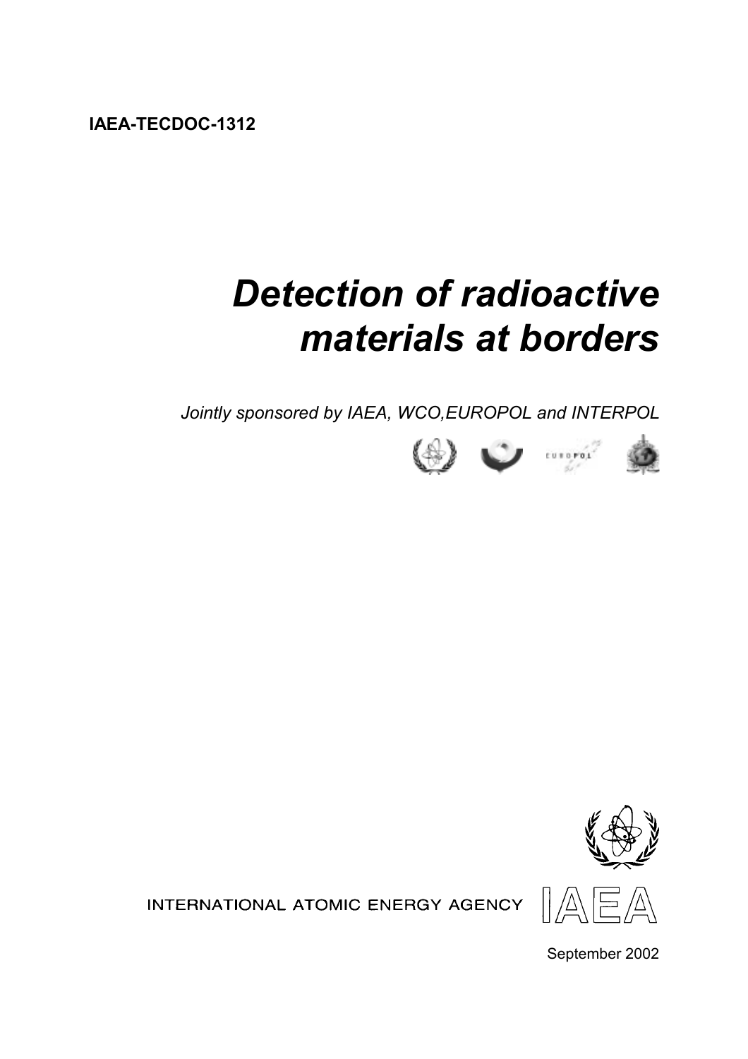**IAEA-TECDOC-1312**

# *Detection of radioactive materials at borders*

*Jointly sponsored by IAEA, WCO,EUROPOL and INTERPOL*

INTERNATIONAL ATOMIC ENERGY AGENCY

IAEA

September 2002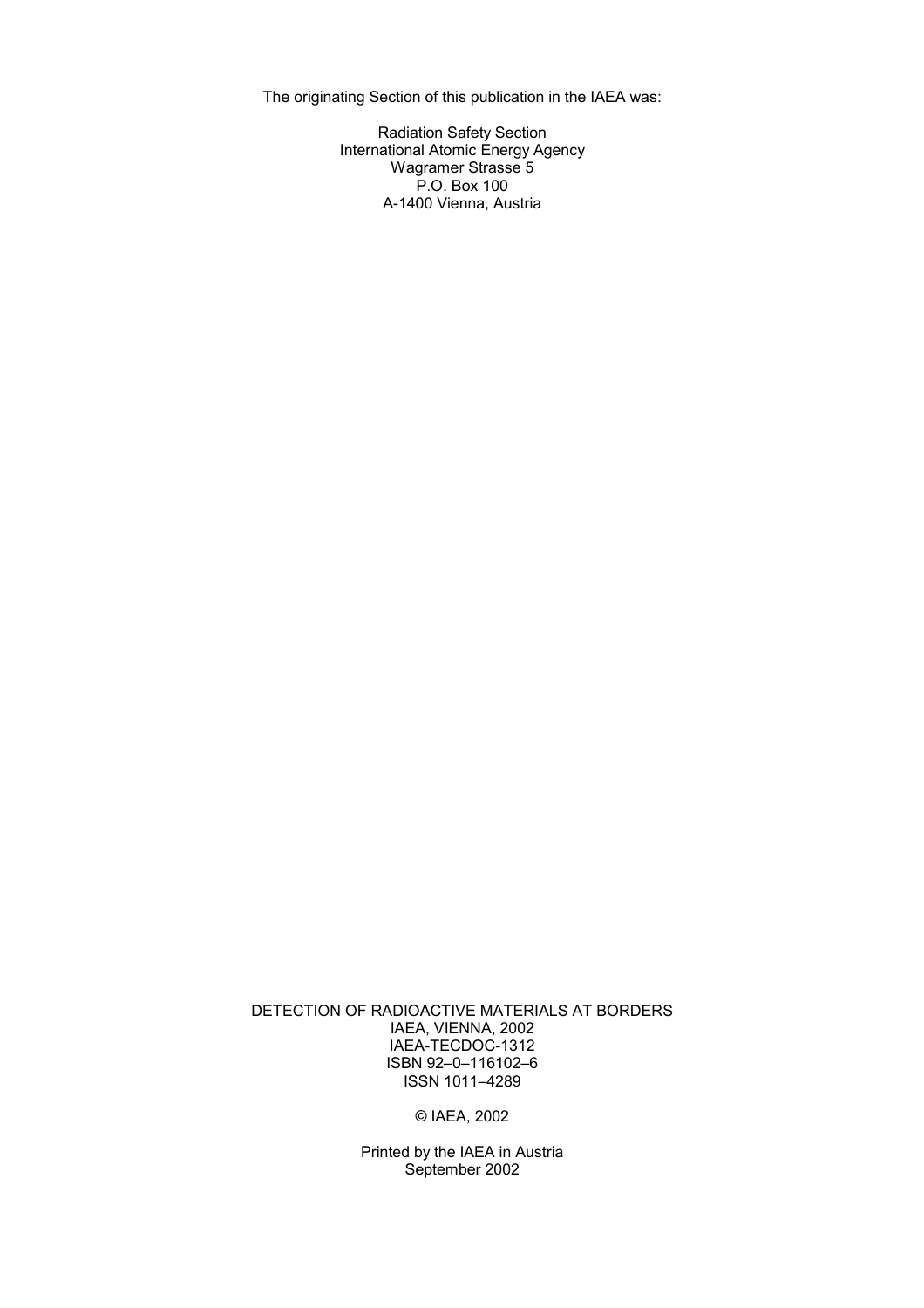The originating Section of this publication in the IAEA was:

Radiation Safety Section
International Atomic Energy Agency
Wagramer Strasse 5
P.O. Box 100
A-1400 Vienna, Austria

DETECTION OF RADIOACTIVE MATERIALS AT BORDERS
IAEA, VIENNA, 2002
IAEA-TECDOC-1312
ISBN 92–0–116102–6
ISSN 1011–4289

© IAEA, 2002

Printed by the IAEA in Austria
September 2002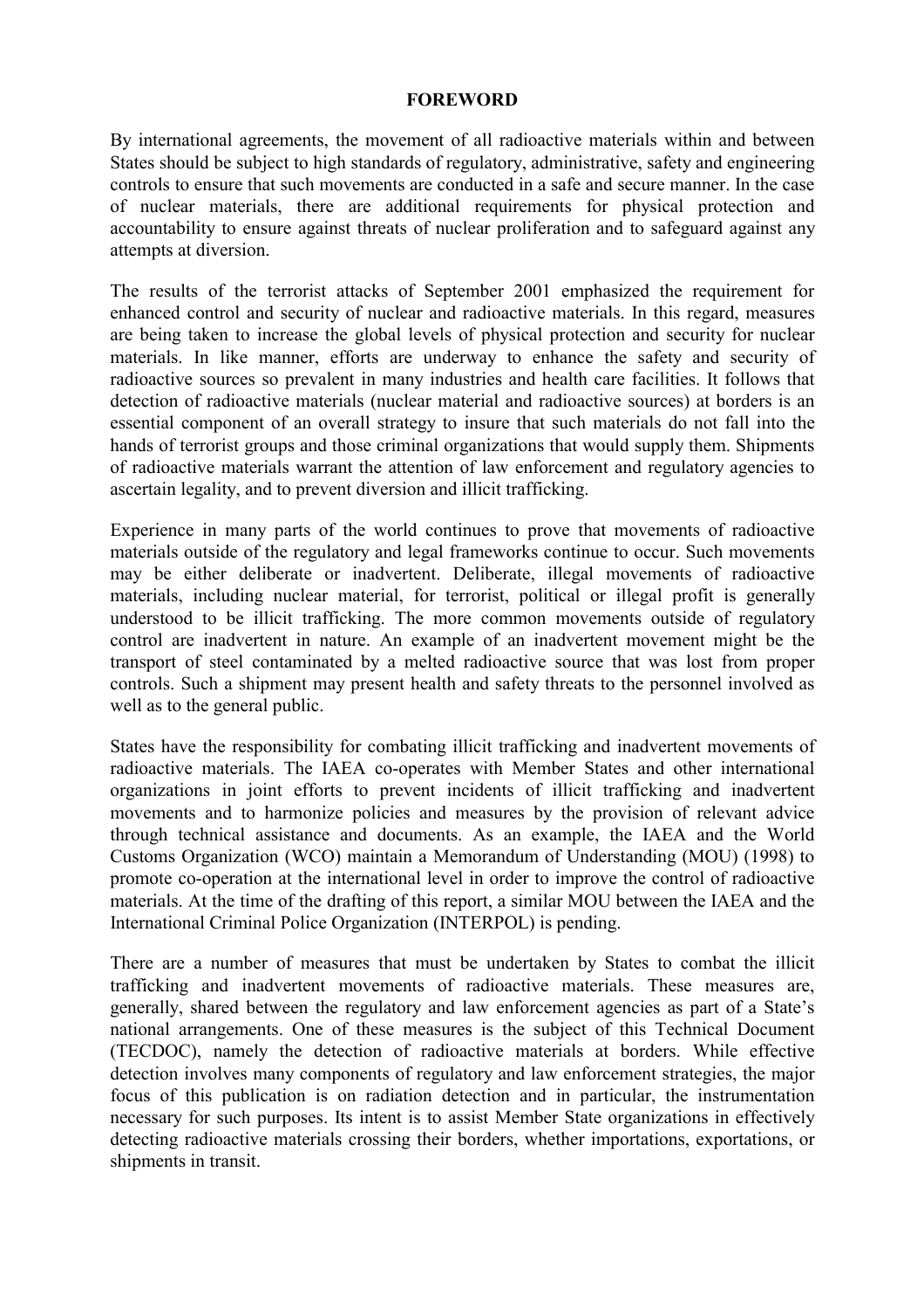# FOREWORD

By international agreements, the movement of all radioactive materials within and between States should be subject to high standards of regulatory, administrative, safety and engineering controls to ensure that such movements are conducted in a safe and secure manner. In the case of nuclear materials, there are additional requirements for physical protection and accountability to ensure against threats of nuclear proliferation and to safeguard against any attempts at diversion.

The results of the terrorist attacks of September 2001 emphasized the requirement for enhanced control and security of nuclear and radioactive materials. In this regard, measures are being taken to increase the global levels of physical protection and security for nuclear materials. In like manner, efforts are underway to enhance the safety and security of radioactive sources so prevalent in many industries and health care facilities. It follows that detection of radioactive materials (nuclear material and radioactive sources) at borders is an essential component of an overall strategy to insure that such materials do not fall into the hands of terrorist groups and those criminal organizations that would supply them. Shipments of radioactive materials warrant the attention of law enforcement and regulatory agencies to ascertain legality, and to prevent diversion and illicit trafficking.

Experience in many parts of the world continues to prove that movements of radioactive materials outside of the regulatory and legal frameworks continue to occur. Such movements may be either deliberate or inadvertent. Deliberate, illegal movements of radioactive materials, including nuclear material, for terrorist, political or illegal profit is generally understood to be illicit trafficking. The more common movements outside of regulatory control are inadvertent in nature. An example of an inadvertent movement might be the transport of steel contaminated by a melted radioactive source that was lost from proper controls. Such a shipment may present health and safety threats to the personnel involved as well as to the general public.

States have the responsibility for combating illicit trafficking and inadvertent movements of radioactive materials. The IAEA co-operates with Member States and other international organizations in joint efforts to prevent incidents of illicit trafficking and inadvertent movements and to harmonize policies and measures by the provision of relevant advice through technical assistance and documents. As an example, the IAEA and the World Customs Organization (WCO) maintain a Memorandum of Understanding (MOU) (1998) to promote co-operation at the international level in order to improve the control of radioactive materials. At the time of the drafting of this report, a similar MOU between the IAEA and the International Criminal Police Organization (INTERPOL) is pending.

There are a number of measures that must be undertaken by States to combat the illicit trafficking and inadvertent movements of radioactive materials. These measures are, generally, shared between the regulatory and law enforcement agencies as part of a State's national arrangements. One of these measures is the subject of this Technical Document (TECDOC), namely the detection of radioactive materials at borders. While effective detection involves many components of regulatory and law enforcement strategies, the major focus of this publication is on radiation detection and in particular, the instrumentation necessary for such purposes. Its intent is to assist Member State organizations in effectively detecting radioactive materials crossing their borders, whether importations, exportations, or shipments in transit.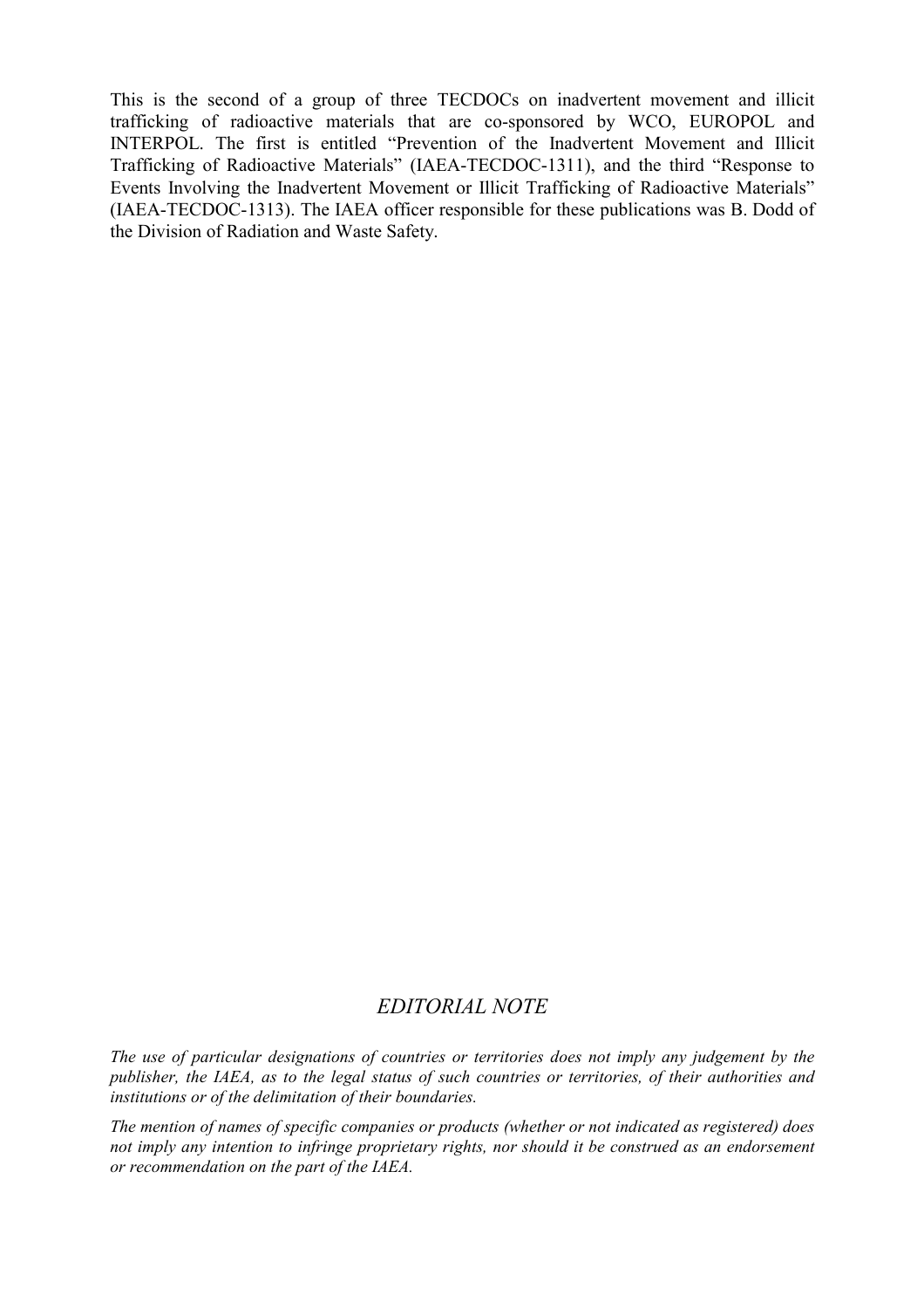This is the second of a group of three TECDOCs on inadvertent movement and illicit trafficking of radioactive materials that are co-sponsored by WCO, EUROPOL and INTERPOL. The first is entitled "Prevention of the Inadvertent Movement and Illicit Trafficking of Radioactive Materials" (IAEA-TECDOC-1311), and the third "Response to Events Involving the Inadvertent Movement or Illicit Trafficking of Radioactive Materials" (IAEA-TECDOC-1313). The IAEA officer responsible for these publications was B. Dodd of the Division of Radiation and Waste Safety.

## *EDITORIAL NOTE*

*The use of particular designations of countries or territories does not imply any judgement by the publisher, the IAEA, as to the legal status of such countries or territories, of their authorities and institutions or of the delimitation of their boundaries.*

*The mention of names of specific companies or products (whether or not indicated as registered) does not imply any intention to infringe proprietary rights, nor should it be construed as an endorsement or recommendation on the part of the IAEA.*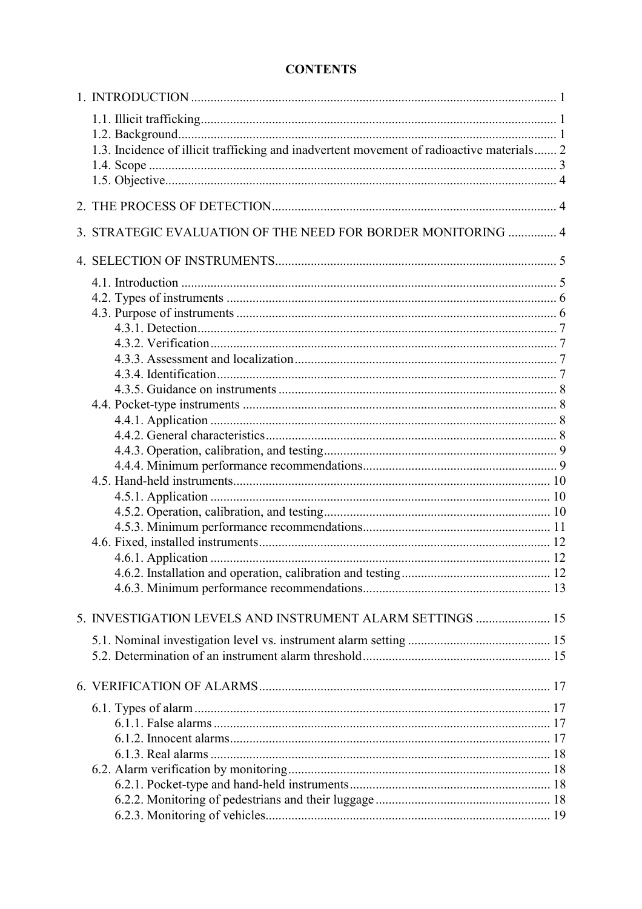# CONTENTS

1. INTRODUCTION ... 1
   - 1.1. Illicit trafficking ... 1
   - 1.2. Background ... 1
   - 1.3. Incidence of illicit trafficking and inadvertent movement of radioactive materials ... 2
   - 1.4. Scope ... 3
   - 1.5. Objective ... 4
2. THE PROCESS OF DETECTION ... 4
3. STRATEGIC EVALUATION OF THE NEED FOR BORDER MONITORING ... 4
4. SELECTION OF INSTRUMENTS ... 5
   - 4.1. Introduction ... 5
   - 4.2. Types of instruments ... 6
   - 4.3. Purpose of instruments ... 6
     - 4.3.1. Detection ... 7
     - 4.3.2. Verification ... 7
     - 4.3.3. Assessment and localization ... 7
     - 4.3.4. Identification ... 7
     - 4.3.5. Guidance on instruments ... 8
   - 4.4. Pocket-type instruments ... 8
     - 4.4.1. Application ... 8
     - 4.4.2. General characteristics ... 8
     - 4.4.3. Operation, calibration, and testing ... 9
     - 4.4.4. Minimum performance recommendations ... 9
   - 4.5. Hand-held instruments ... 10
     - 4.5.1. Application ... 10
     - 4.5.2. Operation, calibration, and testing ... 10
     - 4.5.3. Minimum performance recommendations ... 11
   - 4.6. Fixed, installed instruments ... 12
     - 4.6.1. Application ... 12
     - 4.6.2. Installation and operation, calibration and testing ... 12
     - 4.6.3. Minimum performance recommendations ... 13
5. INVESTIGATION LEVELS AND INSTRUMENT ALARM SETTINGS ... 15
   - 5.1. Nominal investigation level vs. instrument alarm setting ... 15
   - 5.2. Determination of an instrument alarm threshold ... 15
6. VERIFICATION OF ALARMS ... 17
   - 6.1. Types of alarm ... 17
     - 6.1.1. False alarms ... 17
     - 6.1.2. Innocent alarms ... 17
     - 6.1.3. Real alarms ... 18
   - 6.2. Alarm verification by monitoring ... 18
     - 6.2.1. Pocket-type and hand-held instruments ... 18
     - 6.2.2. Monitoring of pedestrians and their luggage ... 18
     - 6.2.3. Monitoring of vehicles ... 19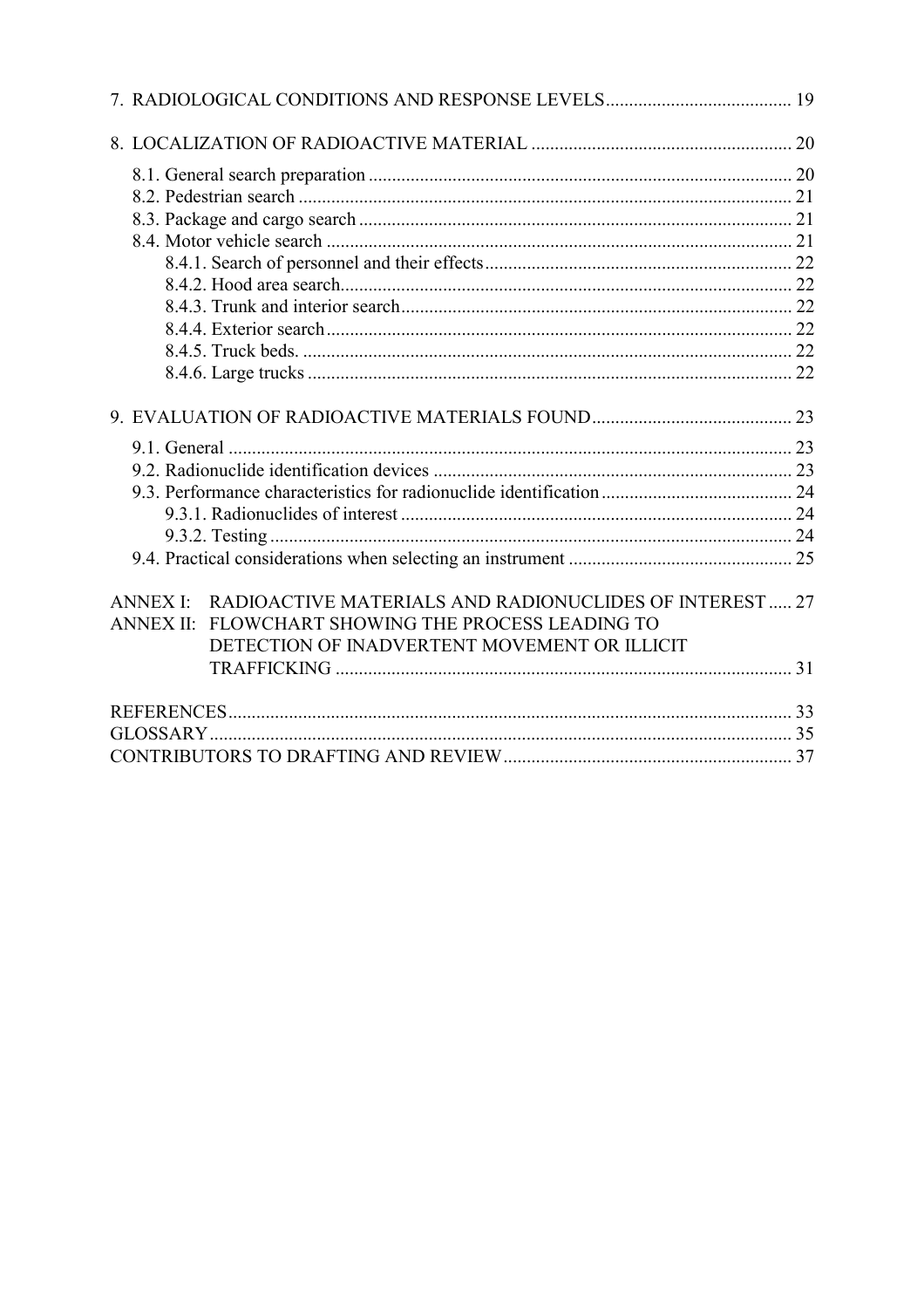7. RADIOLOGICAL CONDITIONS AND RESPONSE LEVELS ........................................ 19

8. LOCALIZATION OF RADIOACTIVE MATERIAL ........................................ 20

- 8.1. General search preparation ........................................ 20
- 8.2. Pedestrian search ........................................ 21
- 8.3. Package and cargo search ........................................ 21
- 8.4. Motor vehicle search ........................................ 21
  - 8.4.1. Search of personnel and their effects ........................................ 22
  - 8.4.2. Hood area search ........................................ 22
  - 8.4.3. Trunk and interior search ........................................ 22
  - 8.4.4. Exterior search ........................................ 22
  - 8.4.5. Truck beds. ........................................ 22
  - 8.4.6. Large trucks ........................................ 22

9. EVALUATION OF RADIOACTIVE MATERIALS FOUND ........................................ 23

- 9.1. General ........................................ 23
- 9.2. Radionuclide identification devices ........................................ 23
- 9.3. Performance characteristics for radionuclide identification ........................................ 24
  - 9.3.1. Radionuclides of interest ........................................ 24
  - 9.3.2. Testing ........................................ 24
- 9.4. Practical considerations when selecting an instrument ........................................ 25

ANNEX I: RADIOACTIVE MATERIALS AND RADIONUCLIDES OF INTEREST ..... 27

ANNEX II: FLOWCHART SHOWING THE PROCESS LEADING TO DETECTION OF INADVERTENT MOVEMENT OR ILLICIT TRAFFICKING ........................................ 31

REFERENCES ........................................ 33

GLOSSARY ........................................ 35

CONTRIBUTORS TO DRAFTING AND REVIEW ........................................ 37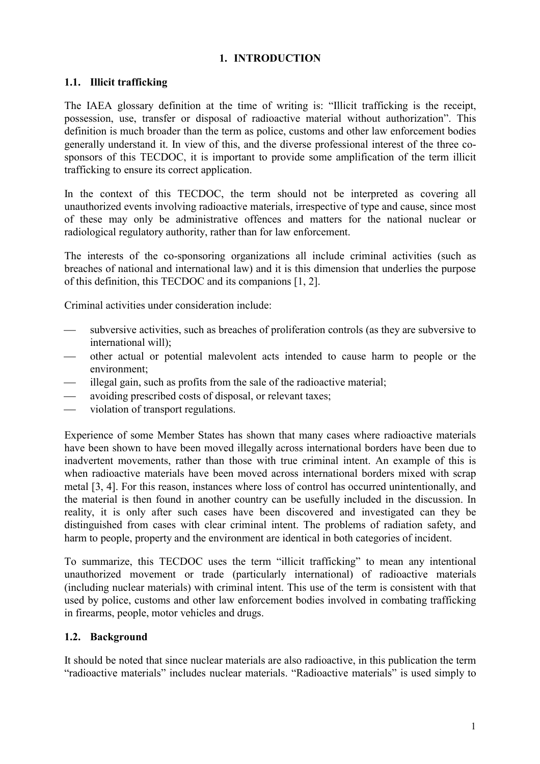# 1. INTRODUCTION

## 1.1. Illicit trafficking

The IAEA glossary definition at the time of writing is: "Illicit trafficking is the receipt, possession, use, transfer or disposal of radioactive material without authorization". This definition is much broader than the term as police, customs and other law enforcement bodies generally understand it. In view of this, and the diverse professional interest of the three co-sponsors of this TECDOC, it is important to provide some amplification of the term illicit trafficking to ensure its correct application.

In the context of this TECDOC, the term should not be interpreted as covering all unauthorized events involving radioactive materials, irrespective of type and cause, since most of these may only be administrative offences and matters for the national nuclear or radiological regulatory authority, rather than for law enforcement.

The interests of the co-sponsoring organizations all include criminal activities (such as breaches of national and international law) and it is this dimension that underlies the purpose of this definition, this TECDOC and its companions [1, 2].

Criminal activities under consideration include:

- subversive activities, such as breaches of proliferation controls (as they are subversive to international will);
- other actual or potential malevolent acts intended to cause harm to people or the environment;
- illegal gain, such as profits from the sale of the radioactive material;
- avoiding prescribed costs of disposal, or relevant taxes;
- violation of transport regulations.

Experience of some Member States has shown that many cases where radioactive materials have been shown to have been moved illegally across international borders have been due to inadvertent movements, rather than those with true criminal intent. An example of this is when radioactive materials have been moved across international borders mixed with scrap metal [3, 4]. For this reason, instances where loss of control has occurred unintentionally, and the material is then found in another country can be usefully included in the discussion. In reality, it is only after such cases have been discovered and investigated can they be distinguished from cases with clear criminal intent. The problems of radiation safety, and harm to people, property and the environment are identical in both categories of incident.

To summarize, this TECDOC uses the term "illicit trafficking" to mean any intentional unauthorized movement or trade (particularly international) of radioactive materials (including nuclear materials) with criminal intent. This use of the term is consistent with that used by police, customs and other law enforcement bodies involved in combating trafficking in firearms, people, motor vehicles and drugs.

## 1.2. Background

It should be noted that since nuclear materials are also radioactive, in this publication the term "radioactive materials" includes nuclear materials. "Radioactive materials" is used simply to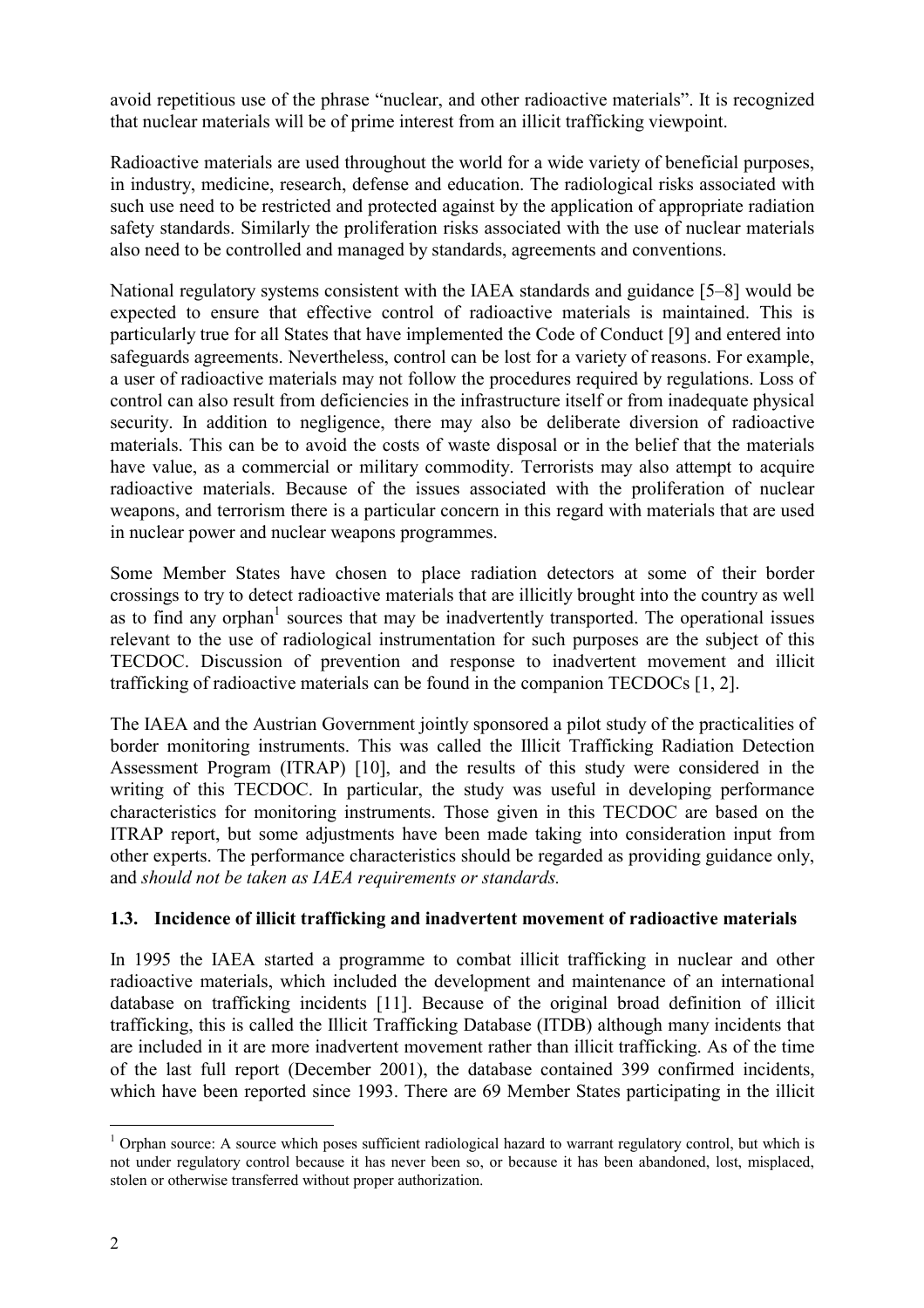avoid repetitious use of the phrase "nuclear, and other radioactive materials". It is recognized that nuclear materials will be of prime interest from an illicit trafficking viewpoint.

Radioactive materials are used throughout the world for a wide variety of beneficial purposes, in industry, medicine, research, defense and education. The radiological risks associated with such use need to be restricted and protected against by the application of appropriate radiation safety standards. Similarly the proliferation risks associated with the use of nuclear materials also need to be controlled and managed by standards, agreements and conventions.

National regulatory systems consistent with the IAEA standards and guidance [5–8] would be expected to ensure that effective control of radioactive materials is maintained. This is particularly true for all States that have implemented the Code of Conduct [9] and entered into safeguards agreements. Nevertheless, control can be lost for a variety of reasons. For example, a user of radioactive materials may not follow the procedures required by regulations. Loss of control can also result from deficiencies in the infrastructure itself or from inadequate physical security. In addition to negligence, there may also be deliberate diversion of radioactive materials. This can be to avoid the costs of waste disposal or in the belief that the materials have value, as a commercial or military commodity. Terrorists may also attempt to acquire radioactive materials. Because of the issues associated with the proliferation of nuclear weapons, and terrorism there is a particular concern in this regard with materials that are used in nuclear power and nuclear weapons programmes.

Some Member States have chosen to place radiation detectors at some of their border crossings to try to detect radioactive materials that are illicitly brought into the country as well as to find any orphan[1] sources that may be inadvertently transported. The operational issues relevant to the use of radiological instrumentation for such purposes are the subject of this TECDOC. Discussion of prevention and response to inadvertent movement and illicit trafficking of radioactive materials can be found in the companion TECDOCs [1, 2].

The IAEA and the Austrian Government jointly sponsored a pilot study of the practicalities of border monitoring instruments. This was called the Illicit Trafficking Radiation Detection Assessment Program (ITRAP) [10], and the results of this study were considered in the writing of this TECDOC. In particular, the study was useful in developing performance characteristics for monitoring instruments. Those given in this TECDOC are based on the ITRAP report, but some adjustments have been made taking into consideration input from other experts. The performance characteristics should be regarded as providing guidance only, and *should not be taken as IAEA requirements or standards.*

### 1.3. Incidence of illicit trafficking and inadvertent movement of radioactive materials

In 1995 the IAEA started a programme to combat illicit trafficking in nuclear and other radioactive materials, which included the development and maintenance of an international database on trafficking incidents [11]. Because of the original broad definition of illicit trafficking, this is called the Illicit Trafficking Database (ITDB) although many incidents that are included in it are more inadvertent movement rather than illicit trafficking. As of the time of the last full report (December 2001), the database contained 399 confirmed incidents, which have been reported since 1993. There are 69 Member States participating in the illicit

[1] Orphan source: A source which poses sufficient radiological hazard to warrant regulatory control, but which is not under regulatory control because it has never been so, or because it has been abandoned, lost, misplaced, stolen or otherwise transferred without proper authorization.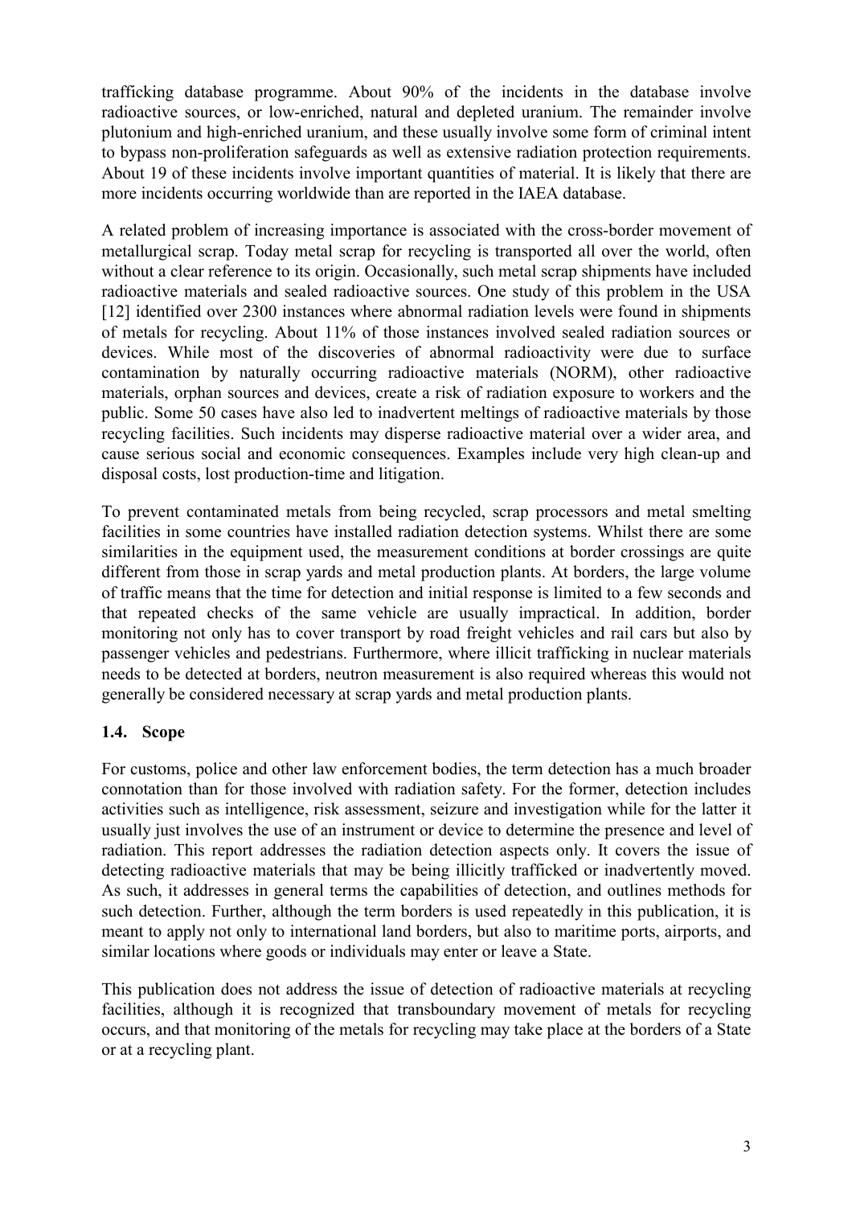trafficking database programme. About 90% of the incidents in the database involve radioactive sources, or low-enriched, natural and depleted uranium. The remainder involve plutonium and high-enriched uranium, and these usually involve some form of criminal intent to bypass non-proliferation safeguards as well as extensive radiation protection requirements. About 19 of these incidents involve important quantities of material. It is likely that there are more incidents occurring worldwide than are reported in the IAEA database.

A related problem of increasing importance is associated with the cross-border movement of metallurgical scrap. Today metal scrap for recycling is transported all over the world, often without a clear reference to its origin. Occasionally, such metal scrap shipments have included radioactive materials and sealed radioactive sources. One study of this problem in the USA [12] identified over 2300 instances where abnormal radiation levels were found in shipments of metals for recycling. About 11% of those instances involved sealed radiation sources or devices. While most of the discoveries of abnormal radioactivity were due to surface contamination by naturally occurring radioactive materials (NORM), other radioactive materials, orphan sources and devices, create a risk of radiation exposure to workers and the public. Some 50 cases have also led to inadvertent meltings of radioactive materials by those recycling facilities. Such incidents may disperse radioactive material over a wider area, and cause serious social and economic consequences. Examples include very high clean-up and disposal costs, lost production-time and litigation.

To prevent contaminated metals from being recycled, scrap processors and metal smelting facilities in some countries have installed radiation detection systems. Whilst there are some similarities in the equipment used, the measurement conditions at border crossings are quite different from those in scrap yards and metal production plants. At borders, the large volume of traffic means that the time for detection and initial response is limited to a few seconds and that repeated checks of the same vehicle are usually impractical. In addition, border monitoring not only has to cover transport by road freight vehicles and rail cars but also by passenger vehicles and pedestrians. Furthermore, where illicit trafficking in nuclear materials needs to be detected at borders, neutron measurement is also required whereas this would not generally be considered necessary at scrap yards and metal production plants.

## 1.4. Scope

For customs, police and other law enforcement bodies, the term detection has a much broader connotation than for those involved with radiation safety. For the former, detection includes activities such as intelligence, risk assessment, seizure and investigation while for the latter it usually just involves the use of an instrument or device to determine the presence and level of radiation. This report addresses the radiation detection aspects only. It covers the issue of detecting radioactive materials that may be being illicitly trafficked or inadvertently moved. As such, it addresses in general terms the capabilities of detection, and outlines methods for such detection. Further, although the term borders is used repeatedly in this publication, it is meant to apply not only to international land borders, but also to maritime ports, airports, and similar locations where goods or individuals may enter or leave a State.

This publication does not address the issue of detection of radioactive materials at recycling facilities, although it is recognized that transboundary movement of metals for recycling occurs, and that monitoring of the metals for recycling may take place at the borders of a State or at a recycling plant.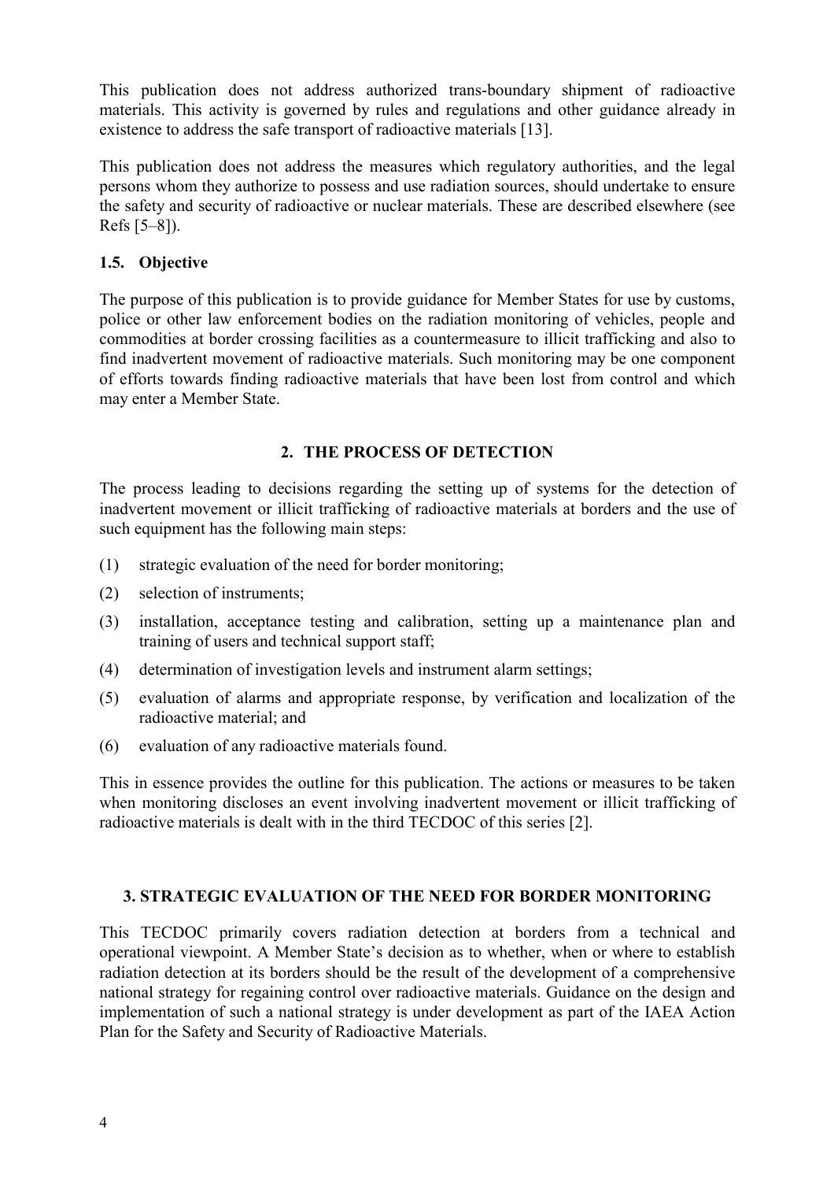This publication does not address authorized trans-boundary shipment of radioactive materials. This activity is governed by rules and regulations and other guidance already in existence to address the safe transport of radioactive materials [13].

This publication does not address the measures which regulatory authorities, and the legal persons whom they authorize to possess and use radiation sources, should undertake to ensure the safety and security of radioactive or nuclear materials. These are described elsewhere (see Refs [5–8]).

### 1.5. Objective

The purpose of this publication is to provide guidance for Member States for use by customs, police or other law enforcement bodies on the radiation monitoring of vehicles, people and commodities at border crossing facilities as a countermeasure to illicit trafficking and also to find inadvertent movement of radioactive materials. Such monitoring may be one component of efforts towards finding radioactive materials that have been lost from control and which may enter a Member State.

## 2. THE PROCESS OF DETECTION

The process leading to decisions regarding the setting up of systems for the detection of inadvertent movement or illicit trafficking of radioactive materials at borders and the use of such equipment has the following main steps:

(1) strategic evaluation of the need for border monitoring;

(2) selection of instruments;

(3) installation, acceptance testing and calibration, setting up a maintenance plan and training of users and technical support staff;

(4) determination of investigation levels and instrument alarm settings;

(5) evaluation of alarms and appropriate response, by verification and localization of the radioactive material; and

(6) evaluation of any radioactive materials found.

This in essence provides the outline for this publication. The actions or measures to be taken when monitoring discloses an event involving inadvertent movement or illicit trafficking of radioactive materials is dealt with in the third TECDOC of this series [2].

## 3. STRATEGIC EVALUATION OF THE NEED FOR BORDER MONITORING

This TECDOC primarily covers radiation detection at borders from a technical and operational viewpoint. A Member State's decision as to whether, when or where to establish radiation detection at its borders should be the result of the development of a comprehensive national strategy for regaining control over radioactive materials. Guidance on the design and implementation of such a national strategy is under development as part of the IAEA Action Plan for the Safety and Security of Radioactive Materials.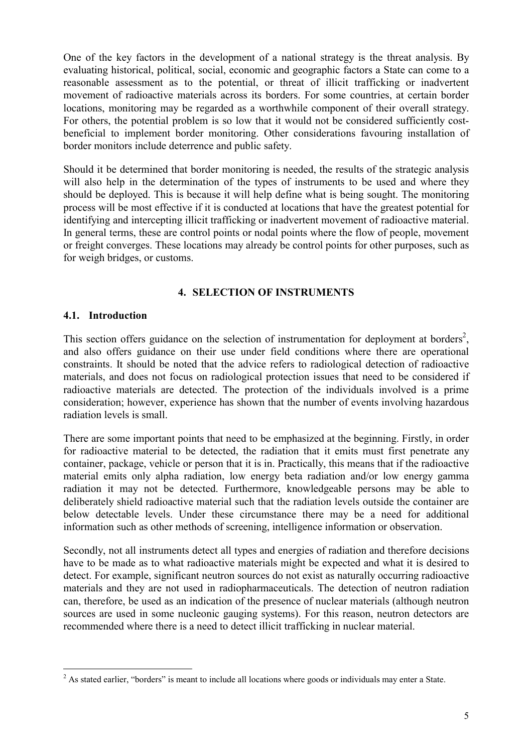One of the key factors in the development of a national strategy is the threat analysis. By evaluating historical, political, social, economic and geographic factors a State can come to a reasonable assessment as to the potential, or threat of illicit trafficking or inadvertent movement of radioactive materials across its borders. For some countries, at certain border locations, monitoring may be regarded as a worthwhile component of their overall strategy. For others, the potential problem is so low that it would not be considered sufficiently cost-beneficial to implement border monitoring. Other considerations favouring installation of border monitors include deterrence and public safety.

Should it be determined that border monitoring is needed, the results of the strategic analysis will also help in the determination of the types of instruments to be used and where they should be deployed. This is because it will help define what is being sought. The monitoring process will be most effective if it is conducted at locations that have the greatest potential for identifying and intercepting illicit trafficking or inadvertent movement of radioactive material. In general terms, these are control points or nodal points where the flow of people, movement or freight converges. These locations may already be control points for other purposes, such as for weigh bridges, or customs.

## 4. SELECTION OF INSTRUMENTS

### 4.1. Introduction

This section offers guidance on the selection of instrumentation for deployment at borders[2], and also offers guidance on their use under field conditions where there are operational constraints. It should be noted that the advice refers to radiological detection of radioactive materials, and does not focus on radiological protection issues that need to be considered if radioactive materials are detected. The protection of the individuals involved is a prime consideration; however, experience has shown that the number of events involving hazardous radiation levels is small.

There are some important points that need to be emphasized at the beginning. Firstly, in order for radioactive material to be detected, the radiation that it emits must first penetrate any container, package, vehicle or person that it is in. Practically, this means that if the radioactive material emits only alpha radiation, low energy beta radiation and/or low energy gamma radiation it may not be detected. Furthermore, knowledgeable persons may be able to deliberately shield radioactive material such that the radiation levels outside the container are below detectable levels. Under these circumstance there may be a need for additional information such as other methods of screening, intelligence information or observation.

Secondly, not all instruments detect all types and energies of radiation and therefore decisions have to be made as to what radioactive materials might be expected and what it is desired to detect. For example, significant neutron sources do not exist as naturally occurring radioactive materials and they are not used in radiopharmaceuticals. The detection of neutron radiation can, therefore, be used as an indication of the presence of nuclear materials (although neutron sources are used in some nucleonic gauging systems). For this reason, neutron detectors are recommended where there is a need to detect illicit trafficking in nuclear material.

[2] As stated earlier, "borders" is meant to include all locations where goods or individuals may enter a State.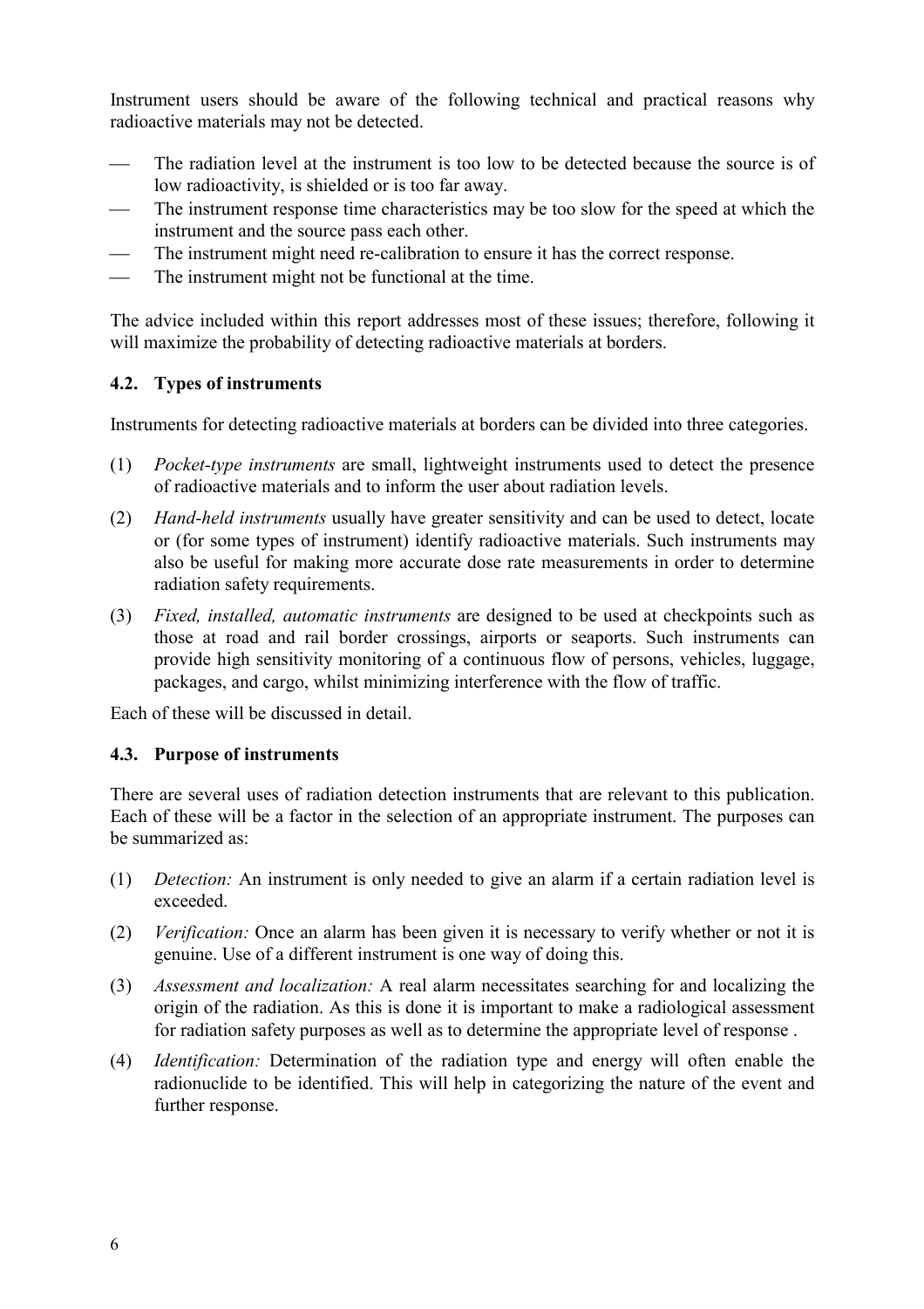Instrument users should be aware of the following technical and practical reasons why radioactive materials may not be detected.

- The radiation level at the instrument is too low to be detected because the source is of low radioactivity, is shielded or is too far away.
- The instrument response time characteristics may be too slow for the speed at which the instrument and the source pass each other.
- The instrument might need re-calibration to ensure it has the correct response.
- The instrument might not be functional at the time.

The advice included within this report addresses most of these issues; therefore, following it will maximize the probability of detecting radioactive materials at borders.

### 4.2. Types of instruments

Instruments for detecting radioactive materials at borders can be divided into three categories.

(1) *Pocket-type instruments* are small, lightweight instruments used to detect the presence of radioactive materials and to inform the user about radiation levels.

(2) *Hand-held instruments* usually have greater sensitivity and can be used to detect, locate or (for some types of instrument) identify radioactive materials. Such instruments may also be useful for making more accurate dose rate measurements in order to determine radiation safety requirements.

(3) *Fixed, installed, automatic instruments* are designed to be used at checkpoints such as those at road and rail border crossings, airports or seaports. Such instruments can provide high sensitivity monitoring of a continuous flow of persons, vehicles, luggage, packages, and cargo, whilst minimizing interference with the flow of traffic.

Each of these will be discussed in detail.

### 4.3. Purpose of instruments

There are several uses of radiation detection instruments that are relevant to this publication. Each of these will be a factor in the selection of an appropriate instrument. The purposes can be summarized as:

(1) *Detection:* An instrument is only needed to give an alarm if a certain radiation level is exceeded.

(2) *Verification:* Once an alarm has been given it is necessary to verify whether or not it is genuine. Use of a different instrument is one way of doing this.

(3) *Assessment and localization:* A real alarm necessitates searching for and localizing the origin of the radiation. As this is done it is important to make a radiological assessment for radiation safety purposes as well as to determine the appropriate level of response .

(4) *Identification:* Determination of the radiation type and energy will often enable the radionuclide to be identified. This will help in categorizing the nature of the event and further response.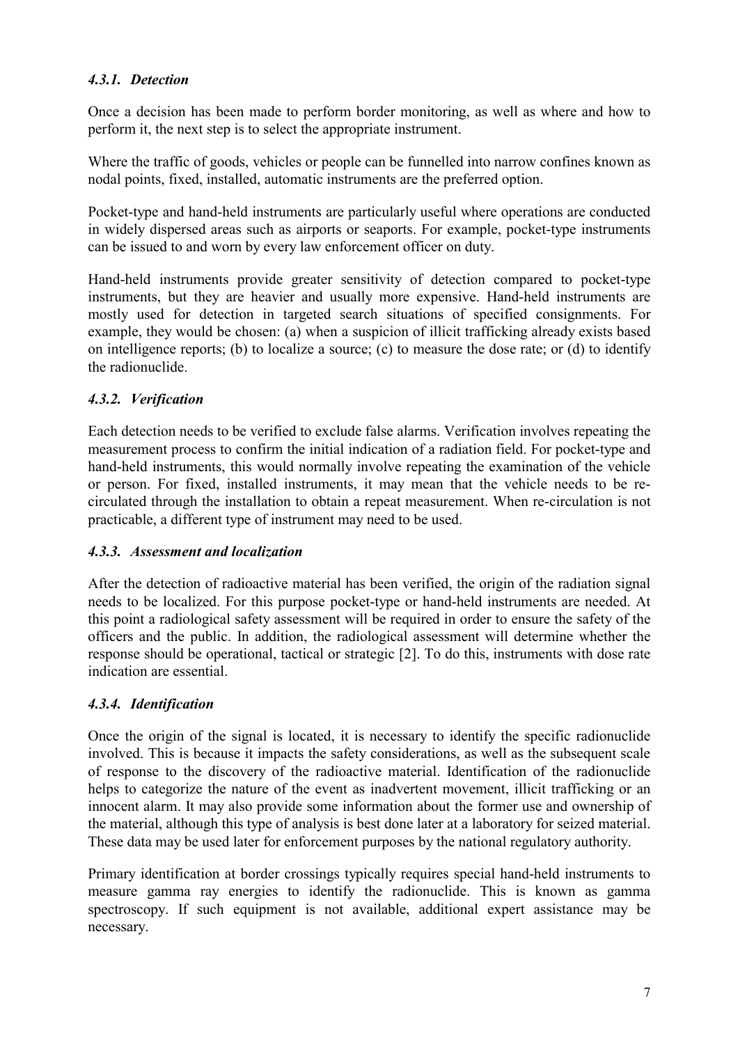#### *4.3.1. Detection*

Once a decision has been made to perform border monitoring, as well as where and how to perform it, the next step is to select the appropriate instrument.

Where the traffic of goods, vehicles or people can be funnelled into narrow confines known as nodal points, fixed, installed, automatic instruments are the preferred option.

Pocket-type and hand-held instruments are particularly useful where operations are conducted in widely dispersed areas such as airports or seaports. For example, pocket-type instruments can be issued to and worn by every law enforcement officer on duty.

Hand-held instruments provide greater sensitivity of detection compared to pocket-type instruments, but they are heavier and usually more expensive. Hand-held instruments are mostly used for detection in targeted search situations of specified consignments. For example, they would be chosen: (a) when a suspicion of illicit trafficking already exists based on intelligence reports; (b) to localize a source; (c) to measure the dose rate; or (d) to identify the radionuclide.

#### *4.3.2. Verification*

Each detection needs to be verified to exclude false alarms. Verification involves repeating the measurement process to confirm the initial indication of a radiation field. For pocket-type and hand-held instruments, this would normally involve repeating the examination of the vehicle or person. For fixed, installed instruments, it may mean that the vehicle needs to be re-circulated through the installation to obtain a repeat measurement. When re-circulation is not practicable, a different type of instrument may need to be used.

#### *4.3.3. Assessment and localization*

After the detection of radioactive material has been verified, the origin of the radiation signal needs to be localized. For this purpose pocket-type or hand-held instruments are needed. At this point a radiological safety assessment will be required in order to ensure the safety of the officers and the public. In addition, the radiological assessment will determine whether the response should be operational, tactical or strategic [2]. To do this, instruments with dose rate indication are essential.

#### *4.3.4. Identification*

Once the origin of the signal is located, it is necessary to identify the specific radionuclide involved. This is because it impacts the safety considerations, as well as the subsequent scale of response to the discovery of the radioactive material. Identification of the radionuclide helps to categorize the nature of the event as inadvertent movement, illicit trafficking or an innocent alarm. It may also provide some information about the former use and ownership of the material, although this type of analysis is best done later at a laboratory for seized material. These data may be used later for enforcement purposes by the national regulatory authority.

Primary identification at border crossings typically requires special hand-held instruments to measure gamma ray energies to identify the radionuclide. This is known as gamma spectroscopy. If such equipment is not available, additional expert assistance may be necessary.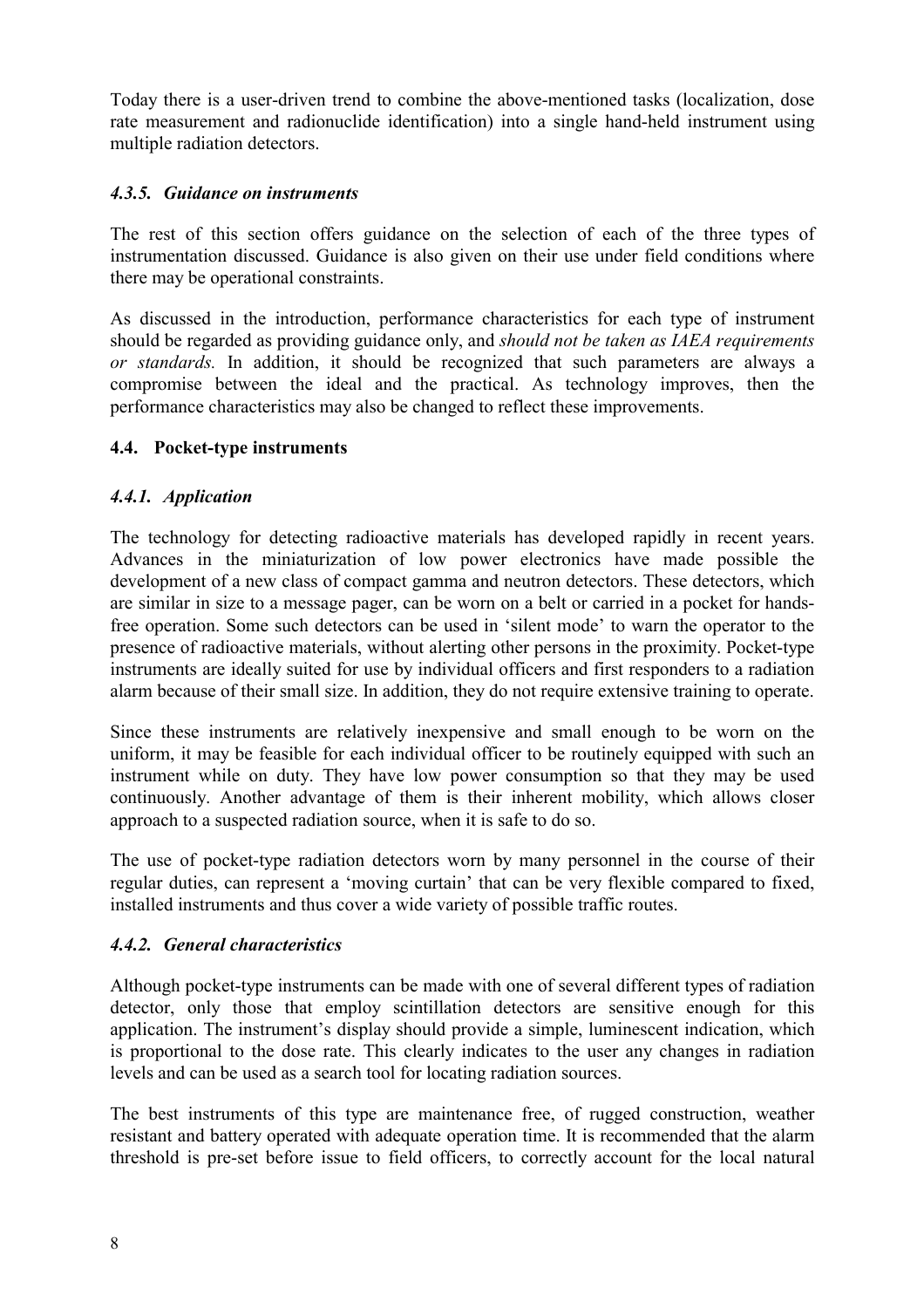Today there is a user-driven trend to combine the above-mentioned tasks (localization, dose rate measurement and radionuclide identification) into a single hand-held instrument using multiple radiation detectors.

### *4.3.5. Guidance on instruments*

The rest of this section offers guidance on the selection of each of the three types of instrumentation discussed. Guidance is also given on their use under field conditions where there may be operational constraints.

As discussed in the introduction, performance characteristics for each type of instrument should be regarded as providing guidance only, and *should not be taken as IAEA requirements or standards.* In addition, it should be recognized that such parameters are always a compromise between the ideal and the practical. As technology improves, then the performance characteristics may also be changed to reflect these improvements.

## 4.4. Pocket-type instruments

### *4.4.1. Application*

The technology for detecting radioactive materials has developed rapidly in recent years. Advances in the miniaturization of low power electronics have made possible the development of a new class of compact gamma and neutron detectors. These detectors, which are similar in size to a message pager, can be worn on a belt or carried in a pocket for hands-free operation. Some such detectors can be used in 'silent mode' to warn the operator to the presence of radioactive materials, without alerting other persons in the proximity. Pocket-type instruments are ideally suited for use by individual officers and first responders to a radiation alarm because of their small size. In addition, they do not require extensive training to operate.

Since these instruments are relatively inexpensive and small enough to be worn on the uniform, it may be feasible for each individual officer to be routinely equipped with such an instrument while on duty. They have low power consumption so that they may be used continuously. Another advantage of them is their inherent mobility, which allows closer approach to a suspected radiation source, when it is safe to do so.

The use of pocket-type radiation detectors worn by many personnel in the course of their regular duties, can represent a 'moving curtain' that can be very flexible compared to fixed, installed instruments and thus cover a wide variety of possible traffic routes.

### *4.4.2. General characteristics*

Although pocket-type instruments can be made with one of several different types of radiation detector, only those that employ scintillation detectors are sensitive enough for this application. The instrument's display should provide a simple, luminescent indication, which is proportional to the dose rate. This clearly indicates to the user any changes in radiation levels and can be used as a search tool for locating radiation sources.

The best instruments of this type are maintenance free, of rugged construction, weather resistant and battery operated with adequate operation time. It is recommended that the alarm threshold is pre-set before issue to field officers, to correctly account for the local natural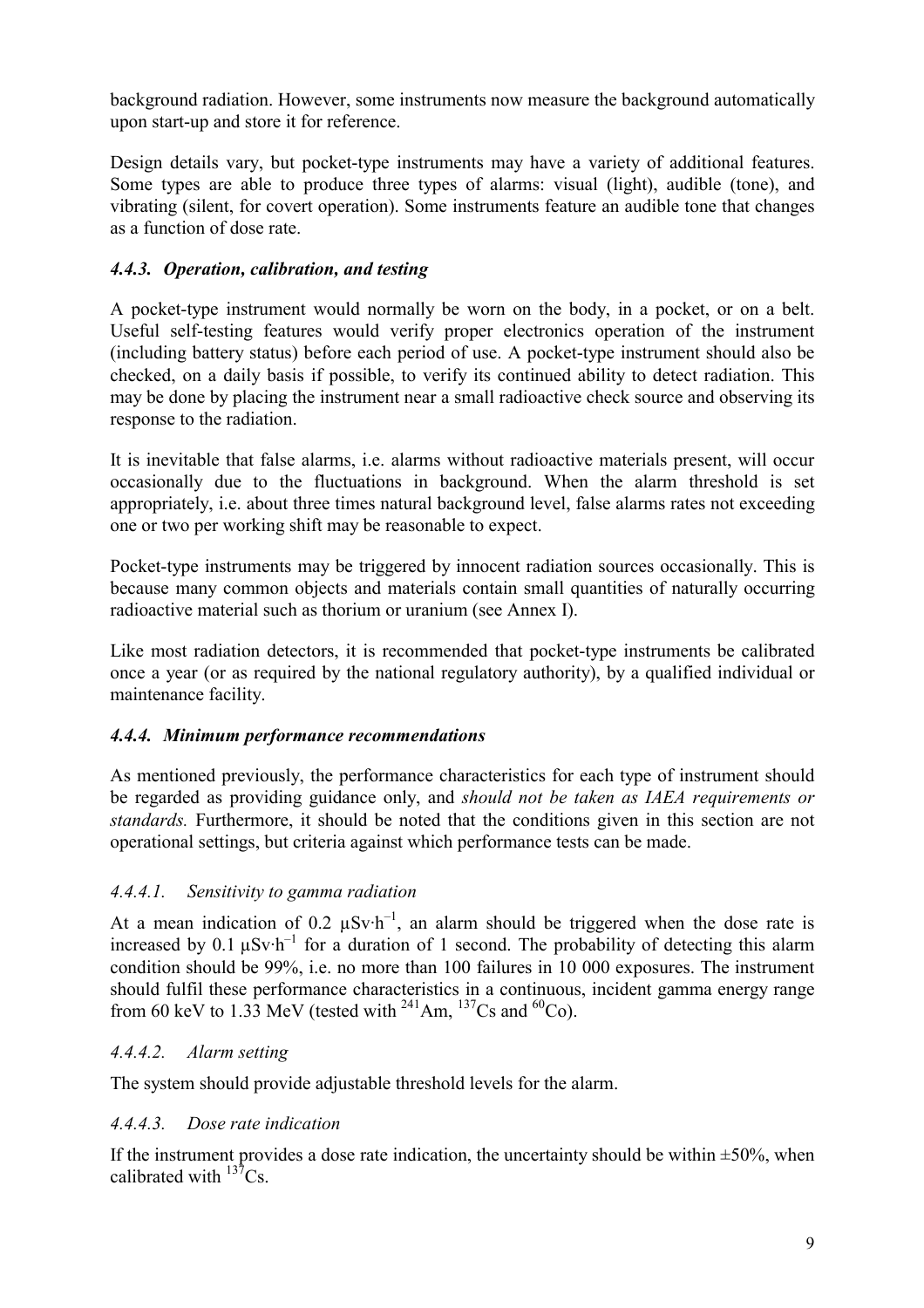background radiation. However, some instruments now measure the background automatically upon start-up and store it for reference.

Design details vary, but pocket-type instruments may have a variety of additional features. Some types are able to produce three types of alarms: visual (light), audible (tone), and vibrating (silent, for covert operation). Some instruments feature an audible tone that changes as a function of dose rate.

### *4.4.3. Operation, calibration, and testing*

A pocket-type instrument would normally be worn on the body, in a pocket, or on a belt. Useful self-testing features would verify proper electronics operation of the instrument (including battery status) before each period of use. A pocket-type instrument should also be checked, on a daily basis if possible, to verify its continued ability to detect radiation. This may be done by placing the instrument near a small radioactive check source and observing its response to the radiation.

It is inevitable that false alarms, i.e. alarms without radioactive materials present, will occur occasionally due to the fluctuations in background. When the alarm threshold is set appropriately, i.e. about three times natural background level, false alarms rates not exceeding one or two per working shift may be reasonable to expect.

Pocket-type instruments may be triggered by innocent radiation sources occasionally. This is because many common objects and materials contain small quantities of naturally occurring radioactive material such as thorium or uranium (see Annex I).

Like most radiation detectors, it is recommended that pocket-type instruments be calibrated once a year (or as required by the national regulatory authority), by a qualified individual or maintenance facility.

### *4.4.4. Minimum performance recommendations*

As mentioned previously, the performance characteristics for each type of instrument should be regarded as providing guidance only, and *should not be taken as IAEA requirements or standards.* Furthermore, it should be noted that the conditions given in this section are not operational settings, but criteria against which performance tests can be made.

#### *4.4.4.1. Sensitivity to gamma radiation*

At a mean indication of 0.2 $\mu Sv{\cdot}h^{-1}$, an alarm should be triggered when the dose rate is increased by 0.1 $\mu Sv{\cdot}h^{-1}$ for a duration of 1 second. The probability of detecting this alarm condition should be 99%, i.e. no more than 100 failures in 10 000 exposures. The instrument should fulfil these performance characteristics in a continuous, incident gamma energy range from 60 keV to 1.33 MeV (tested with $^{241}Am$, $^{137}Cs$ and $^{60}Co$).

#### *4.4.4.2. Alarm setting*

The system should provide adjustable threshold levels for the alarm.

#### *4.4.4.3. Dose rate indication*

If the instrument provides a dose rate indication, the uncertainty should be within ±50%, when calibrated with $^{137}Cs$.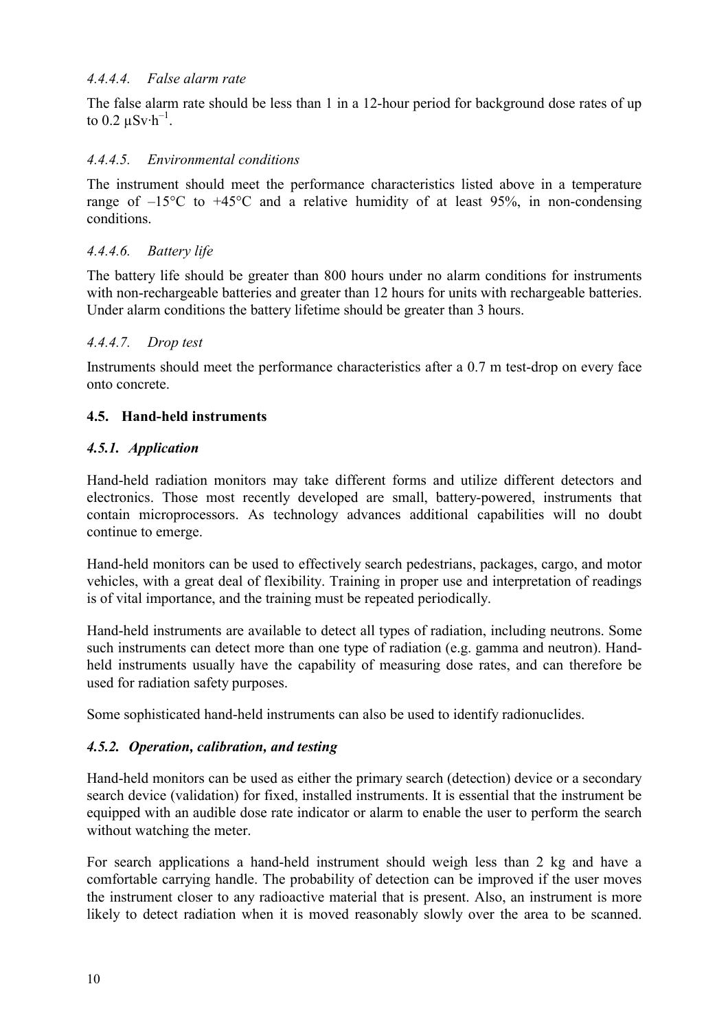#### *4.4.4.4. False alarm rate*

The false alarm rate should be less than 1 in a 12-hour period for background dose rates of up to 0.2 $\mu Sv \cdot h^{-1}$.

#### *4.4.4.5. Environmental conditions*

The instrument should meet the performance characteristics listed above in a temperature range of –15°C to +45°C and a relative humidity of at least 95%, in non-condensing conditions.

#### *4.4.4.6. Battery life*

The battery life should be greater than 800 hours under no alarm conditions for instruments with non-rechargeable batteries and greater than 12 hours for units with rechargeable batteries. Under alarm conditions the battery lifetime should be greater than 3 hours.

#### *4.4.4.7. Drop test*

Instruments should meet the performance characteristics after a 0.7 m test-drop on every face onto concrete.

## 4.5. Hand-held instruments

### *4.5.1. Application*

Hand-held radiation monitors may take different forms and utilize different detectors and electronics. Those most recently developed are small, battery-powered, instruments that contain microprocessors. As technology advances additional capabilities will no doubt continue to emerge.

Hand-held monitors can be used to effectively search pedestrians, packages, cargo, and motor vehicles, with a great deal of flexibility. Training in proper use and interpretation of readings is of vital importance, and the training must be repeated periodically.

Hand-held instruments are available to detect all types of radiation, including neutrons. Some such instruments can detect more than one type of radiation (e.g. gamma and neutron). Hand-held instruments usually have the capability of measuring dose rates, and can therefore be used for radiation safety purposes.

Some sophisticated hand-held instruments can also be used to identify radionuclides.

### *4.5.2. Operation, calibration, and testing*

Hand-held monitors can be used as either the primary search (detection) device or a secondary search device (validation) for fixed, installed instruments. It is essential that the instrument be equipped with an audible dose rate indicator or alarm to enable the user to perform the search without watching the meter.

For search applications a hand-held instrument should weigh less than 2 kg and have a comfortable carrying handle. The probability of detection can be improved if the user moves the instrument closer to any radioactive material that is present. Also, an instrument is more likely to detect radiation when it is moved reasonably slowly over the area to be scanned.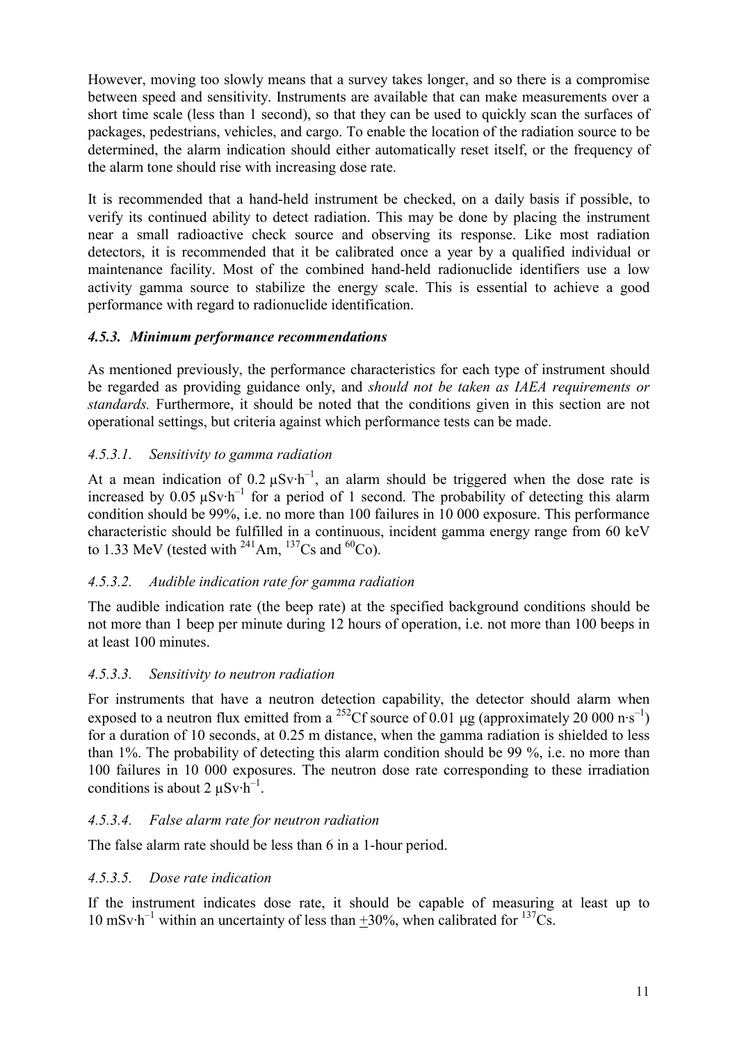However, moving too slowly means that a survey takes longer, and so there is a compromise between speed and sensitivity. Instruments are available that can make measurements over a short time scale (less than 1 second), so that they can be used to quickly scan the surfaces of packages, pedestrians, vehicles, and cargo. To enable the location of the radiation source to be determined, the alarm indication should either automatically reset itself, or the frequency of the alarm tone should rise with increasing dose rate.

It is recommended that a hand-held instrument be checked, on a daily basis if possible, to verify its continued ability to detect radiation. This may be done by placing the instrument near a small radioactive check source and observing its response. Like most radiation detectors, it is recommended that it be calibrated once a year by a qualified individual or maintenance facility. Most of the combined hand-held radionuclide identifiers use a low activity gamma source to stabilize the energy scale. This is essential to achieve a good performance with regard to radionuclide identification.

### *4.5.3. Minimum performance recommendations*

As mentioned previously, the performance characteristics for each type of instrument should be regarded as providing guidance only, and *should not be taken as IAEA requirements or standards.* Furthermore, it should be noted that the conditions given in this section are not operational settings, but criteria against which performance tests can be made.

#### *4.5.3.1. Sensitivity to gamma radiation*

At a mean indication of $0.2\ \mu Sv{\cdot}h^{-1}$, an alarm should be triggered when the dose rate is increased by $0.05\ \mu Sv{\cdot}h^{-1}$ for a period of 1 second. The probability of detecting this alarm condition should be 99%, i.e. no more than 100 failures in 10 000 exposure. This performance characteristic should be fulfilled in a continuous, incident gamma energy range from 60 keV to 1.33 MeV (tested with $^{241}Am$, $^{137}Cs$ and $^{60}Co$).

#### *4.5.3.2. Audible indication rate for gamma radiation*

The audible indication rate (the beep rate) at the specified background conditions should be not more than 1 beep per minute during 12 hours of operation, i.e. not more than 100 beeps in at least 100 minutes.

#### *4.5.3.3. Sensitivity to neutron radiation*

For instruments that have a neutron detection capability, the detector should alarm when exposed to a neutron flux emitted from a $^{252}Cf$ source of 0.01 μg (approximately $20\,000\ n{\cdot}s^{-1}$) for a duration of 10 seconds, at 0.25 m distance, when the gamma radiation is shielded to less than 1%. The probability of detecting this alarm condition should be 99 %, i.e. no more than 100 failures in 10 000 exposures. The neutron dose rate corresponding to these irradiation conditions is about $2\ \mu Sv{\cdot}h^{-1}$.

#### *4.5.3.4. False alarm rate for neutron radiation*

The false alarm rate should be less than 6 in a 1-hour period.

#### *4.5.3.5. Dose rate indication*

If the instrument indicates dose rate, it should be capable of measuring at least up to $10\ mSv{\cdot}h^{-1}$ within an uncertainty of less than $\pm 30\%$, when calibrated for $^{137}Cs$.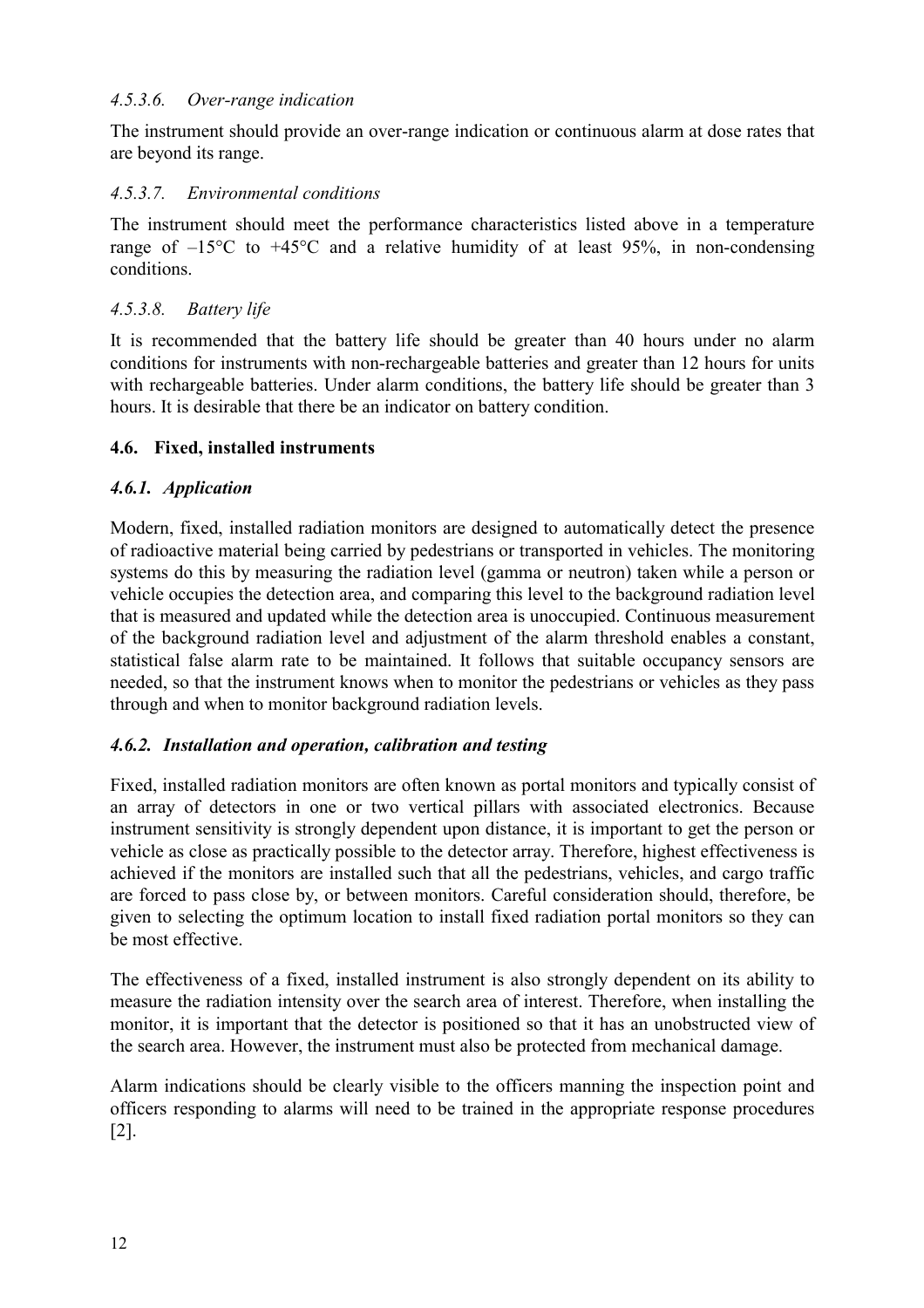#### *4.5.3.6. Over-range indication*

The instrument should provide an over-range indication or continuous alarm at dose rates that are beyond its range.

#### *4.5.3.7. Environmental conditions*

The instrument should meet the performance characteristics listed above in a temperature range of –15°C to +45°C and a relative humidity of at least 95%, in non-condensing conditions.

#### *4.5.3.8. Battery life*

It is recommended that the battery life should be greater than 40 hours under no alarm conditions for instruments with non-rechargeable batteries and greater than 12 hours for units with rechargeable batteries. Under alarm conditions, the battery life should be greater than 3 hours. It is desirable that there be an indicator on battery condition.

## 4.6. Fixed, installed instruments

### *4.6.1. Application*

Modern, fixed, installed radiation monitors are designed to automatically detect the presence of radioactive material being carried by pedestrians or transported in vehicles. The monitoring systems do this by measuring the radiation level (gamma or neutron) taken while a person or vehicle occupies the detection area, and comparing this level to the background radiation level that is measured and updated while the detection area is unoccupied. Continuous measurement of the background radiation level and adjustment of the alarm threshold enables a constant, statistical false alarm rate to be maintained. It follows that suitable occupancy sensors are needed, so that the instrument knows when to monitor the pedestrians or vehicles as they pass through and when to monitor background radiation levels.

### *4.6.2. Installation and operation, calibration and testing*

Fixed, installed radiation monitors are often known as portal monitors and typically consist of an array of detectors in one or two vertical pillars with associated electronics. Because instrument sensitivity is strongly dependent upon distance, it is important to get the person or vehicle as close as practically possible to the detector array. Therefore, highest effectiveness is achieved if the monitors are installed such that all the pedestrians, vehicles, and cargo traffic are forced to pass close by, or between monitors. Careful consideration should, therefore, be given to selecting the optimum location to install fixed radiation portal monitors so they can be most effective.

The effectiveness of a fixed, installed instrument is also strongly dependent on its ability to measure the radiation intensity over the search area of interest. Therefore, when installing the monitor, it is important that the detector is positioned so that it has an unobstructed view of the search area. However, the instrument must also be protected from mechanical damage.

Alarm indications should be clearly visible to the officers manning the inspection point and officers responding to alarms will need to be trained in the appropriate response procedures [2].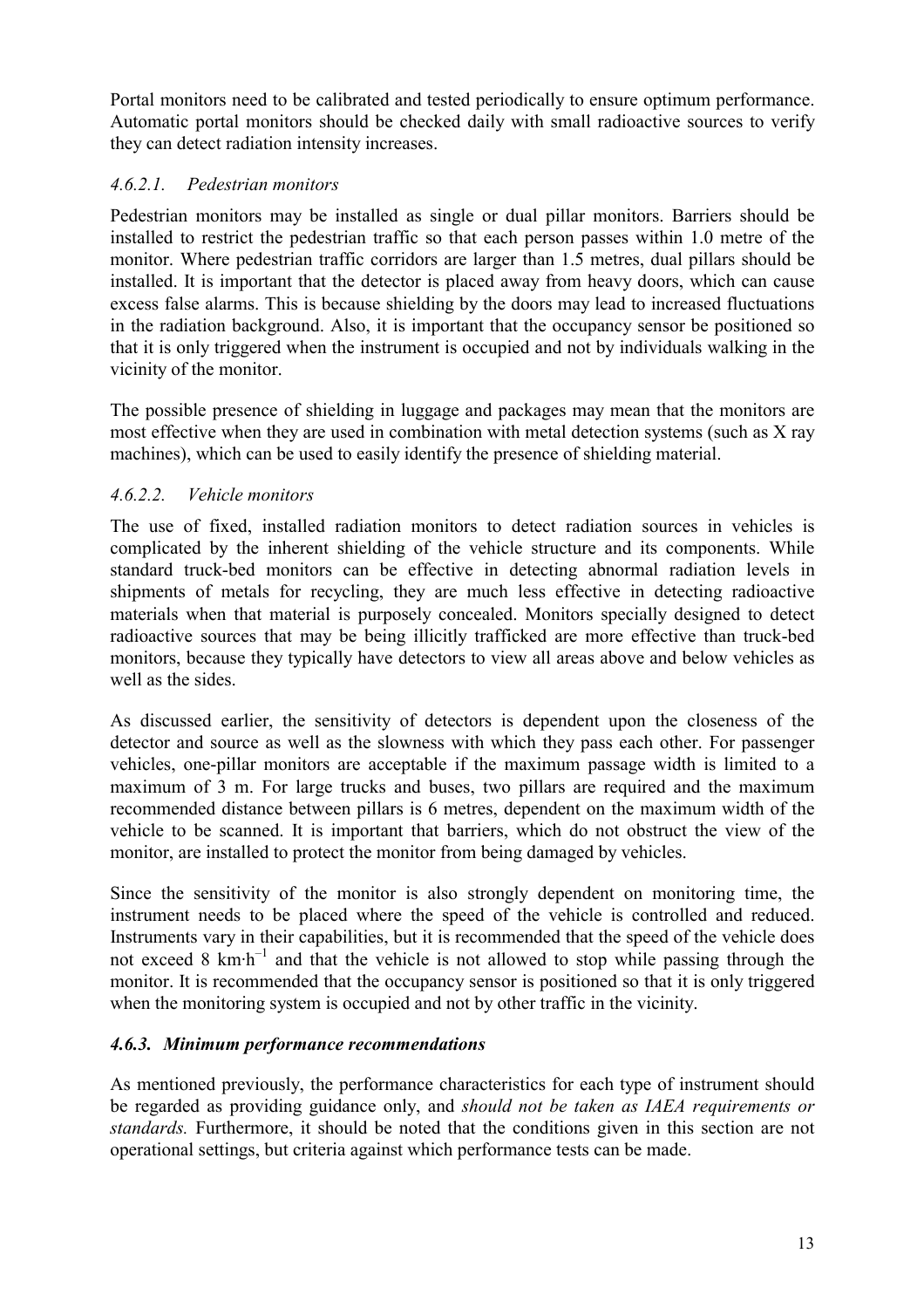Portal monitors need to be calibrated and tested periodically to ensure optimum performance. Automatic portal monitors should be checked daily with small radioactive sources to verify they can detect radiation intensity increases.

#### *4.6.2.1. Pedestrian monitors*

Pedestrian monitors may be installed as single or dual pillar monitors. Barriers should be installed to restrict the pedestrian traffic so that each person passes within 1.0 metre of the monitor. Where pedestrian traffic corridors are larger than 1.5 metres, dual pillars should be installed. It is important that the detector is placed away from heavy doors, which can cause excess false alarms. This is because shielding by the doors may lead to increased fluctuations in the radiation background. Also, it is important that the occupancy sensor be positioned so that it is only triggered when the instrument is occupied and not by individuals walking in the vicinity of the monitor.

The possible presence of shielding in luggage and packages may mean that the monitors are most effective when they are used in combination with metal detection systems (such as X ray machines), which can be used to easily identify the presence of shielding material.

#### *4.6.2.2. Vehicle monitors*

The use of fixed, installed radiation monitors to detect radiation sources in vehicles is complicated by the inherent shielding of the vehicle structure and its components. While standard truck-bed monitors can be effective in detecting abnormal radiation levels in shipments of metals for recycling, they are much less effective in detecting radioactive materials when that material is purposely concealed. Monitors specially designed to detect radioactive sources that may be being illicitly trafficked are more effective than truck-bed monitors, because they typically have detectors to view all areas above and below vehicles as well as the sides.

As discussed earlier, the sensitivity of detectors is dependent upon the closeness of the detector and source as well as the slowness with which they pass each other. For passenger vehicles, one-pillar monitors are acceptable if the maximum passage width is limited to a maximum of 3 m. For large trucks and buses, two pillars are required and the maximum recommended distance between pillars is 6 metres, dependent on the maximum width of the vehicle to be scanned. It is important that barriers, which do not obstruct the view of the monitor, are installed to protect the monitor from being damaged by vehicles.

Since the sensitivity of the monitor is also strongly dependent on monitoring time, the instrument needs to be placed where the speed of the vehicle is controlled and reduced. Instruments vary in their capabilities, but it is recommended that the speed of the vehicle does not exceed 8 $km{\cdot}h^{-1}$ and that the vehicle is not allowed to stop while passing through the monitor. It is recommended that the occupancy sensor is positioned so that it is only triggered when the monitoring system is occupied and not by other traffic in the vicinity.

### *4.6.3. Minimum performance recommendations*

As mentioned previously, the performance characteristics for each type of instrument should be regarded as providing guidance only, and *should not be taken as IAEA requirements or standards.* Furthermore, it should be noted that the conditions given in this section are not operational settings, but criteria against which performance tests can be made.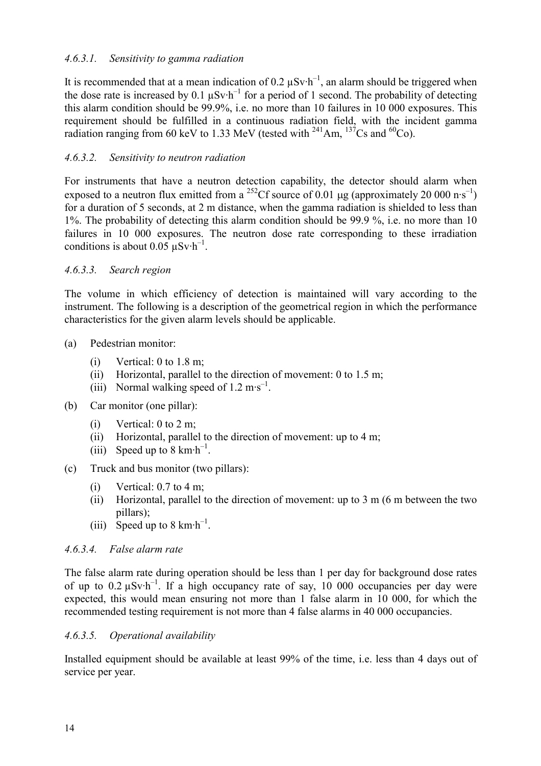#### *4.6.3.1. Sensitivity to gamma radiation*

It is recommended that at a mean indication of 0.2 $\mu Sv \cdot h^{-1}$, an alarm should be triggered when the dose rate is increased by 0.1 $\mu Sv \cdot h^{-1}$ for a period of 1 second. The probability of detecting this alarm condition should be 99.9%, i.e. no more than 10 failures in 10 000 exposures. This requirement should be fulfilled in a continuous radiation field, with the incident gamma radiation ranging from 60 keV to 1.33 MeV (tested with $^{241}Am$, $^{137}Cs$ and $^{60}Co$).

#### *4.6.3.2. Sensitivity to neutron radiation*

For instruments that have a neutron detection capability, the detector should alarm when exposed to a neutron flux emitted from a $^{252}Cf$ source of 0.01 μg (approximately 20 000 $n \cdot s^{-1}$) for a duration of 5 seconds, at 2 m distance, when the gamma radiation is shielded to less than 1%. The probability of detecting this alarm condition should be 99.9 %, i.e. no more than 10 failures in 10 000 exposures. The neutron dose rate corresponding to these irradiation conditions is about 0.05 $\mu Sv \cdot h^{-1}$.

#### *4.6.3.3. Search region*

The volume in which efficiency of detection is maintained will vary according to the instrument. The following is a description of the geometrical region in which the performance characteristics for the given alarm levels should be applicable.

(a) Pedestrian monitor:
   - (i) Vertical: 0 to 1.8 m;
   - (ii) Horizontal, parallel to the direction of movement: 0 to 1.5 m;
   - (iii) Normal walking speed of 1.2 $m \cdot s^{-1}$.

(b) Car monitor (one pillar):
   - (i) Vertical: 0 to 2 m;
   - (ii) Horizontal, parallel to the direction of movement: up to 4 m;
   - (iii) Speed up to 8 $km \cdot h^{-1}$.

(c) Truck and bus monitor (two pillars):
   - (i) Vertical: 0.7 to 4 m;
   - (ii) Horizontal, parallel to the direction of movement: up to 3 m (6 m between the two pillars);
   - (iii) Speed up to 8 $km \cdot h^{-1}$.

#### *4.6.3.4. False alarm rate*

The false alarm rate during operation should be less than 1 per day for background dose rates of up to 0.2 $\mu Sv \cdot h^{-1}$. If a high occupancy rate of say, 10 000 occupancies per day were expected, this would mean ensuring not more than 1 false alarm in 10 000, for which the recommended testing requirement is not more than 4 false alarms in 40 000 occupancies.

#### *4.6.3.5. Operational availability*

Installed equipment should be available at least 99% of the time, i.e. less than 4 days out of service per year.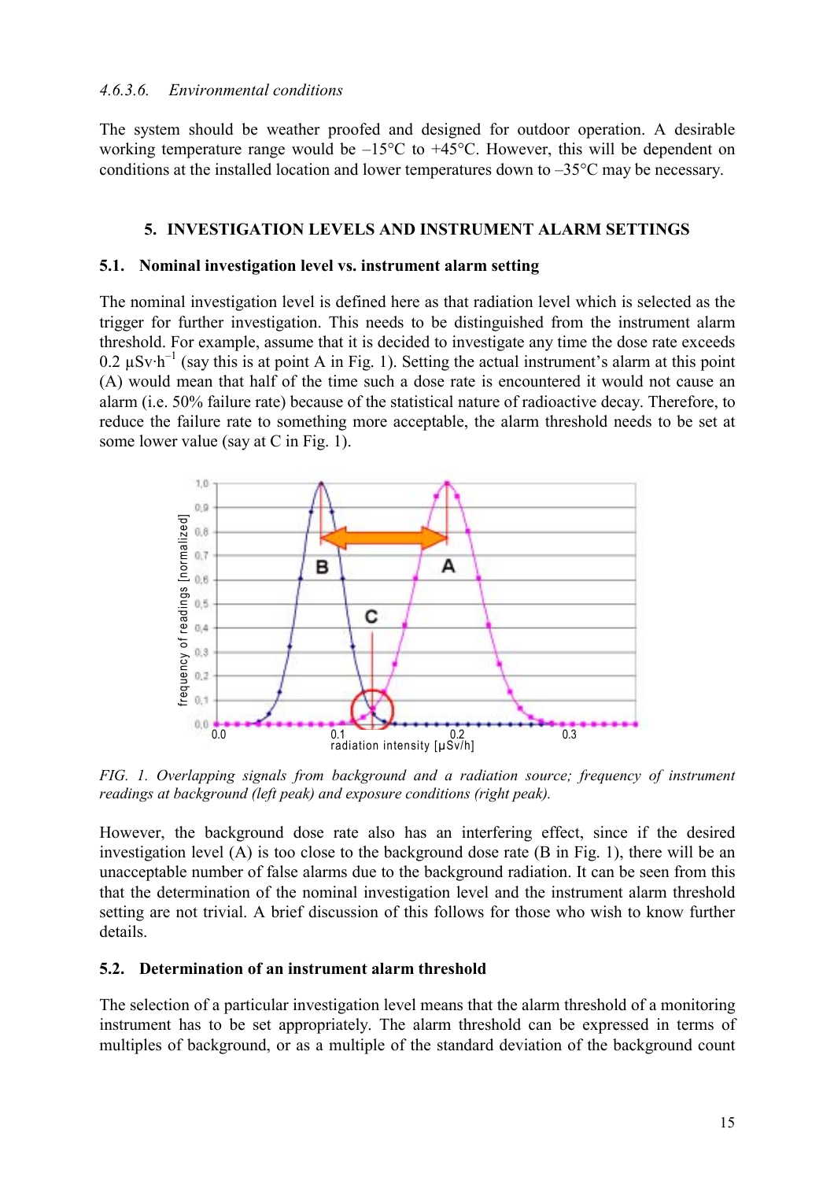#### 4.6.3.6. Environmental conditions

The system should be weather proofed and designed for outdoor operation. A desirable working temperature range would be –15°C to +45°C. However, this will be dependent on conditions at the installed location and lower temperatures down to –35°C may be necessary.

## 5. INVESTIGATION LEVELS AND INSTRUMENT ALARM SETTINGS

### 5.1. Nominal investigation level vs. instrument alarm setting

The nominal investigation level is defined here as that radiation level which is selected as the trigger for further investigation. This needs to be distinguished from the instrument alarm threshold. For example, assume that it is decided to investigate any time the dose rate exceeds 0.2 $\mu Sv \cdot h^{-1}$ (say this is at point A in Fig. 1). Setting the actual instrument's alarm at this point (A) would mean that half of the time such a dose rate is encountered it would not cause an alarm (i.e. 50% failure rate) because of the statistical nature of radioactive decay. Therefore, to reduce the failure rate to something more acceptable, the alarm threshold needs to be set at some lower value (say at C in Fig. 1).

*FIG. 1. Overlapping signals from background and a radiation source; frequency of instrument readings at background (left peak) and exposure conditions (right peak).*

However, the background dose rate also has an interfering effect, since if the desired investigation level (A) is too close to the background dose rate (B in Fig. 1), there will be an unacceptable number of false alarms due to the background radiation. It can be seen from this that the determination of the nominal investigation level and the instrument alarm threshold setting are not trivial. A brief discussion of this follows for those who wish to know further details.

### 5.2. Determination of an instrument alarm threshold

The selection of a particular investigation level means that the alarm threshold of a monitoring instrument has to be set appropriately. The alarm threshold can be expressed in terms of multiples of background, or as a multiple of the standard deviation of the background count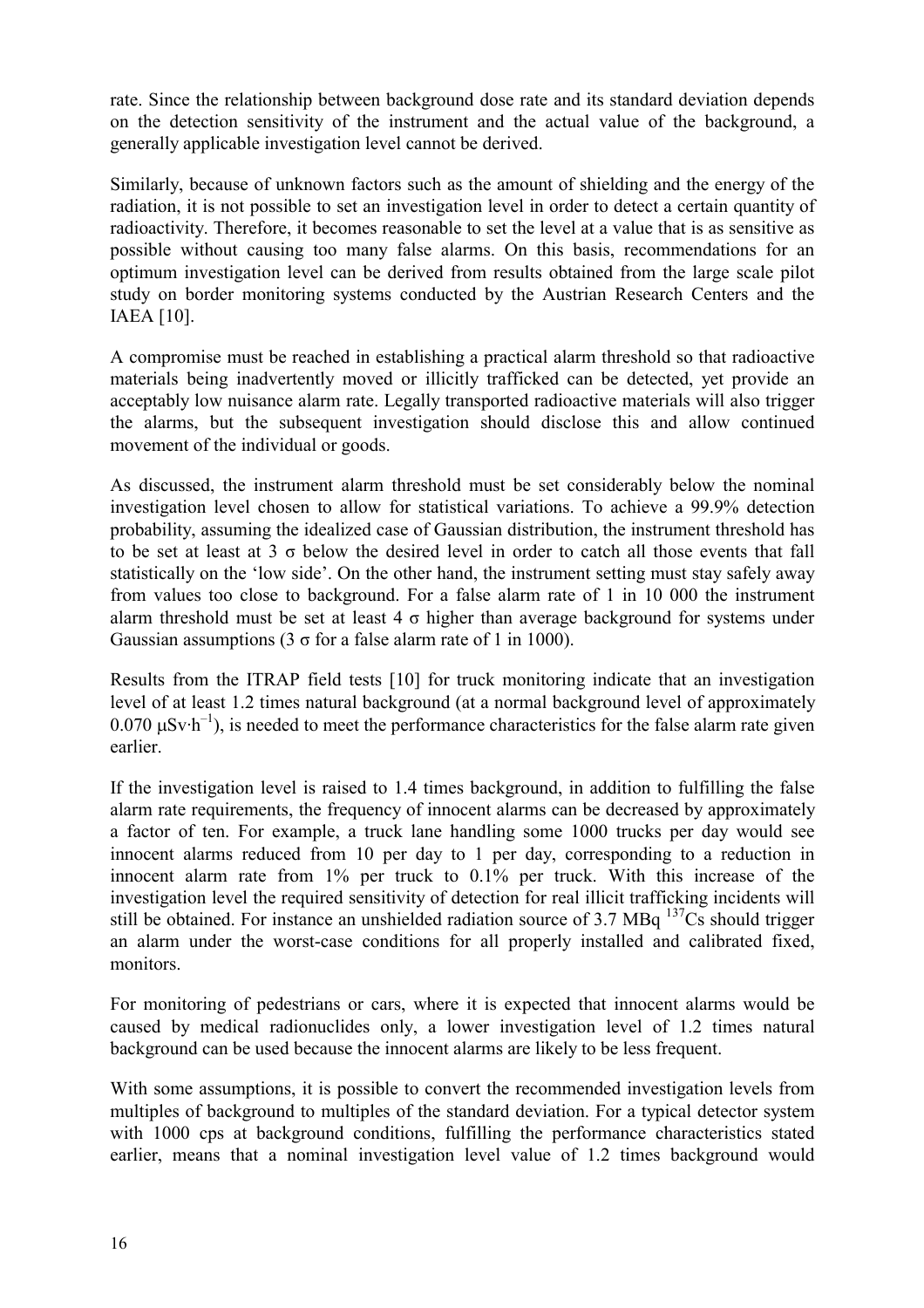rate. Since the relationship between background dose rate and its standard deviation depends on the detection sensitivity of the instrument and the actual value of the background, a generally applicable investigation level cannot be derived.

Similarly, because of unknown factors such as the amount of shielding and the energy of the radiation, it is not possible to set an investigation level in order to detect a certain quantity of radioactivity. Therefore, it becomes reasonable to set the level at a value that is as sensitive as possible without causing too many false alarms. On this basis, recommendations for an optimum investigation level can be derived from results obtained from the large scale pilot study on border monitoring systems conducted by the Austrian Research Centers and the IAEA [10].

A compromise must be reached in establishing a practical alarm threshold so that radioactive materials being inadvertently moved or illicitly trafficked can be detected, yet provide an acceptably low nuisance alarm rate. Legally transported radioactive materials will also trigger the alarms, but the subsequent investigation should disclose this and allow continued movement of the individual or goods.

As discussed, the instrument alarm threshold must be set considerably below the nominal investigation level chosen to allow for statistical variations. To achieve a 99.9% detection probability, assuming the idealized case of Gaussian distribution, the instrument threshold has to be set at least at 3 $\sigma$ below the desired level in order to catch all those events that fall statistically on the 'low side'. On the other hand, the instrument setting must stay safely away from values too close to background. For a false alarm rate of 1 in 10 000 the instrument alarm threshold must be set at least 4 $\sigma$ higher than average background for systems under Gaussian assumptions (3 $\sigma$ for a false alarm rate of 1 in 1000).

Results from the ITRAP field tests [10] for truck monitoring indicate that an investigation level of at least 1.2 times natural background (at a normal background level of approximately 0.070 $\mu Sv \cdot h^{-1}$), is needed to meet the performance characteristics for the false alarm rate given earlier.

If the investigation level is raised to 1.4 times background, in addition to fulfilling the false alarm rate requirements, the frequency of innocent alarms can be decreased by approximately a factor of ten. For example, a truck lane handling some 1000 trucks per day would see innocent alarms reduced from 10 per day to 1 per day, corresponding to a reduction in innocent alarm rate from 1% per truck to 0.1% per truck. With this increase of the investigation level the required sensitivity of detection for real illicit trafficking incidents will still be obtained. For instance an unshielded radiation source of 3.7 MBq $^{137}Cs$ should trigger an alarm under the worst-case conditions for all properly installed and calibrated fixed, monitors.

For monitoring of pedestrians or cars, where it is expected that innocent alarms would be caused by medical radionuclides only, a lower investigation level of 1.2 times natural background can be used because the innocent alarms are likely to be less frequent.

With some assumptions, it is possible to convert the recommended investigation levels from multiples of background to multiples of the standard deviation. For a typical detector system with 1000 cps at background conditions, fulfilling the performance characteristics stated earlier, means that a nominal investigation level value of 1.2 times background would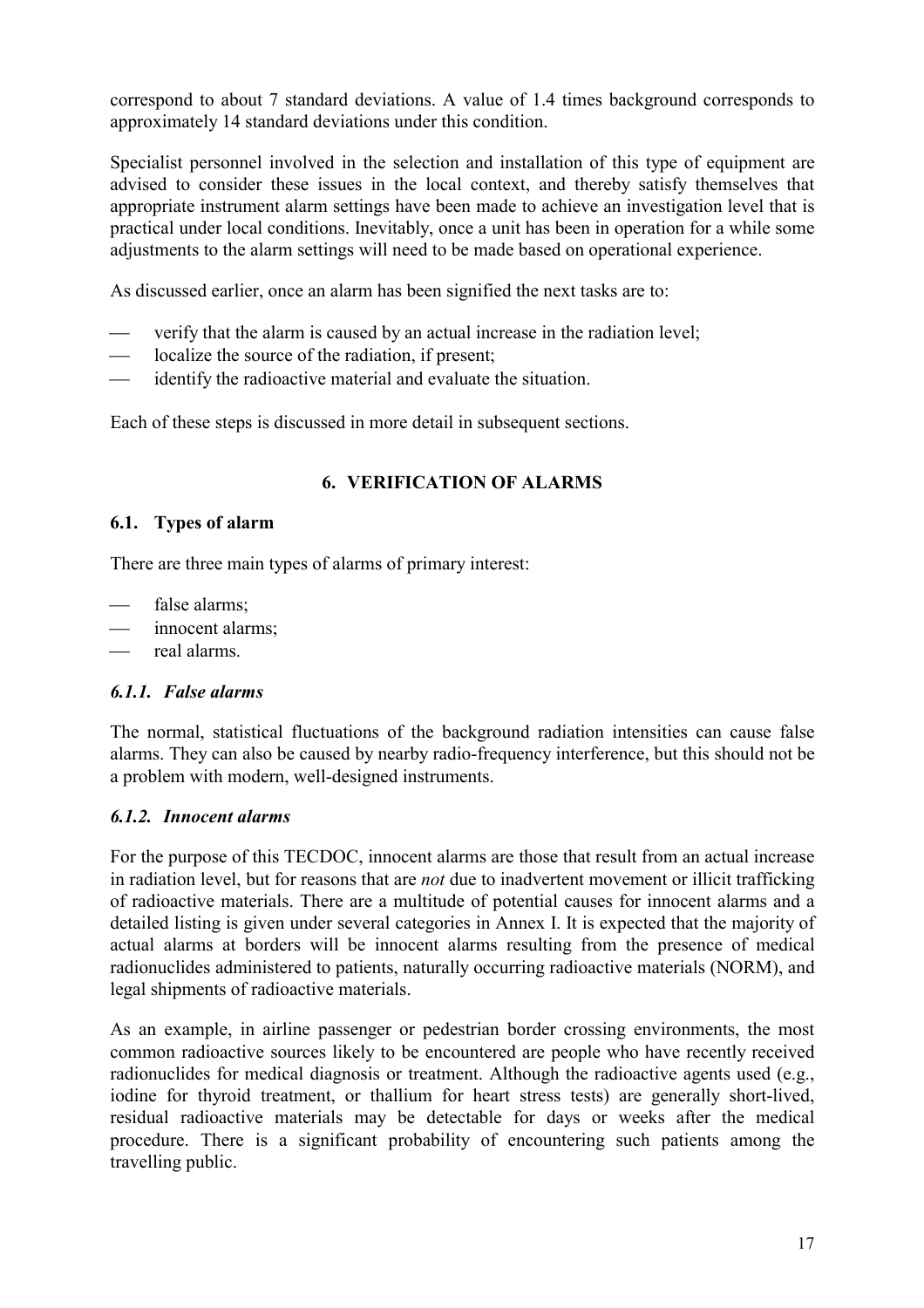correspond to about 7 standard deviations. A value of 1.4 times background corresponds to approximately 14 standard deviations under this condition.

Specialist personnel involved in the selection and installation of this type of equipment are advised to consider these issues in the local context, and thereby satisfy themselves that appropriate instrument alarm settings have been made to achieve an investigation level that is practical under local conditions. Inevitably, once a unit has been in operation for a while some adjustments to the alarm settings will need to be made based on operational experience.

As discussed earlier, once an alarm has been signified the next tasks are to:

- verify that the alarm is caused by an actual increase in the radiation level;
- localize the source of the radiation, if present;
- identify the radioactive material and evaluate the situation.

Each of these steps is discussed in more detail in subsequent sections.

## 6. VERIFICATION OF ALARMS

### 6.1. Types of alarm

There are three main types of alarms of primary interest:

- false alarms;
- innocent alarms;
- real alarms.

#### *6.1.1. False alarms*

The normal, statistical fluctuations of the background radiation intensities can cause false alarms. They can also be caused by nearby radio-frequency interference, but this should not be a problem with modern, well-designed instruments.

#### *6.1.2. Innocent alarms*

For the purpose of this TECDOC, innocent alarms are those that result from an actual increase in radiation level, but for reasons that are *not* due to inadvertent movement or illicit trafficking of radioactive materials. There are a multitude of potential causes for innocent alarms and a detailed listing is given under several categories in Annex I. It is expected that the majority of actual alarms at borders will be innocent alarms resulting from the presence of medical radionuclides administered to patients, naturally occurring radioactive materials (NORM), and legal shipments of radioactive materials.

As an example, in airline passenger or pedestrian border crossing environments, the most common radioactive sources likely to be encountered are people who have recently received radionuclides for medical diagnosis or treatment. Although the radioactive agents used (e.g., iodine for thyroid treatment, or thallium for heart stress tests) are generally short-lived, residual radioactive materials may be detectable for days or weeks after the medical procedure. There is a significant probability of encountering such patients among the travelling public.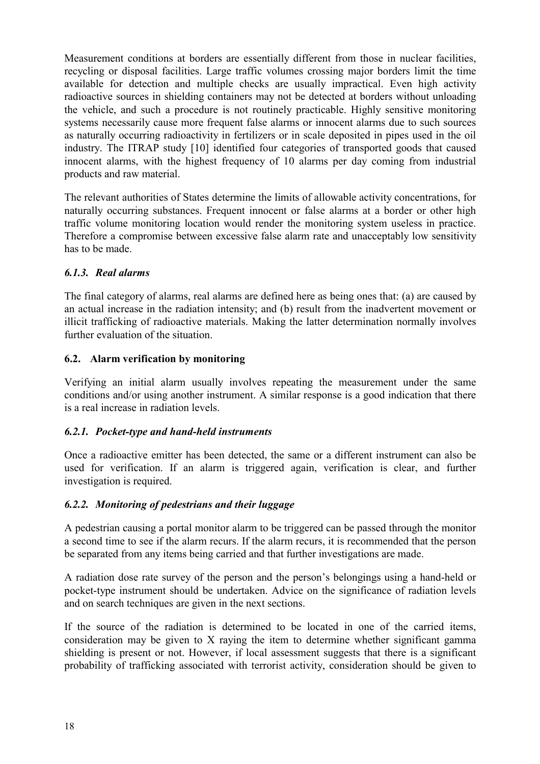Measurement conditions at borders are essentially different from those in nuclear facilities, recycling or disposal facilities. Large traffic volumes crossing major borders limit the time available for detection and multiple checks are usually impractical. Even high activity radioactive sources in shielding containers may not be detected at borders without unloading the vehicle, and such a procedure is not routinely practicable. Highly sensitive monitoring systems necessarily cause more frequent false alarms or innocent alarms due to such sources as naturally occurring radioactivity in fertilizers or in scale deposited in pipes used in the oil industry. The ITRAP study [10] identified four categories of transported goods that caused innocent alarms, with the highest frequency of 10 alarms per day coming from industrial products and raw material.

The relevant authorities of States determine the limits of allowable activity concentrations, for naturally occurring substances. Frequent innocent or false alarms at a border or other high traffic volume monitoring location would render the monitoring system useless in practice. Therefore a compromise between excessive false alarm rate and unacceptably low sensitivity has to be made.

### *6.1.3. Real alarms*

The final category of alarms, real alarms are defined here as being ones that: (a) are caused by an actual increase in the radiation intensity; and (b) result from the inadvertent movement or illicit trafficking of radioactive materials. Making the latter determination normally involves further evaluation of the situation.

## 6.2. Alarm verification by monitoring

Verifying an initial alarm usually involves repeating the measurement under the same conditions and/or using another instrument. A similar response is a good indication that there is a real increase in radiation levels.

### *6.2.1. Pocket-type and hand-held instruments*

Once a radioactive emitter has been detected, the same or a different instrument can also be used for verification. If an alarm is triggered again, verification is clear, and further investigation is required.

### *6.2.2. Monitoring of pedestrians and their luggage*

A pedestrian causing a portal monitor alarm to be triggered can be passed through the monitor a second time to see if the alarm recurs. If the alarm recurs, it is recommended that the person be separated from any items being carried and that further investigations are made.

A radiation dose rate survey of the person and the person's belongings using a hand-held or pocket-type instrument should be undertaken. Advice on the significance of radiation levels and on search techniques are given in the next sections.

If the source of the radiation is determined to be located in one of the carried items, consideration may be given to X raying the item to determine whether significant gamma shielding is present or not. However, if local assessment suggests that there is a significant probability of trafficking associated with terrorist activity, consideration should be given to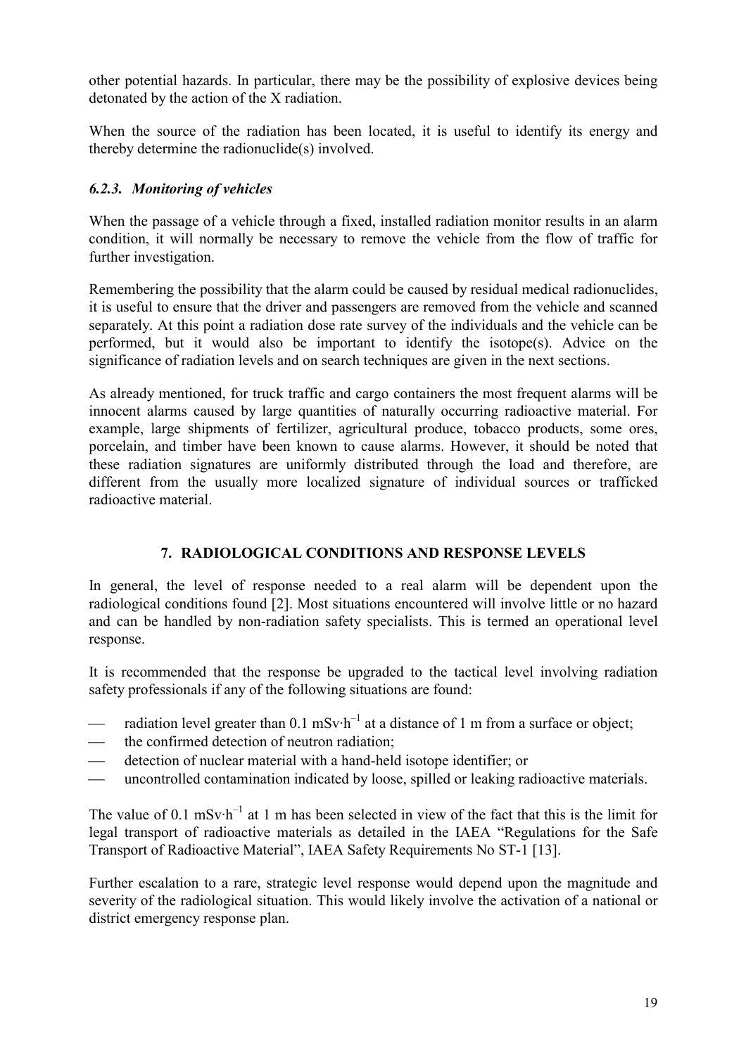other potential hazards. In particular, there may be the possibility of explosive devices being detonated by the action of the X radiation.

When the source of the radiation has been located, it is useful to identify its energy and thereby determine the radionuclide(s) involved.

### *6.2.3. Monitoring of vehicles*

When the passage of a vehicle through a fixed, installed radiation monitor results in an alarm condition, it will normally be necessary to remove the vehicle from the flow of traffic for further investigation.

Remembering the possibility that the alarm could be caused by residual medical radionuclides, it is useful to ensure that the driver and passengers are removed from the vehicle and scanned separately. At this point a radiation dose rate survey of the individuals and the vehicle can be performed, but it would also be important to identify the isotope(s). Advice on the significance of radiation levels and on search techniques are given in the next sections.

As already mentioned, for truck traffic and cargo containers the most frequent alarms will be innocent alarms caused by large quantities of naturally occurring radioactive material. For example, large shipments of fertilizer, agricultural produce, tobacco products, some ores, porcelain, and timber have been known to cause alarms. However, it should be noted that these radiation signatures are uniformly distributed through the load and therefore, are different from the usually more localized signature of individual sources or trafficked radioactive material.

## 7. RADIOLOGICAL CONDITIONS AND RESPONSE LEVELS

In general, the level of response needed to a real alarm will be dependent upon the radiological conditions found [2]. Most situations encountered will involve little or no hazard and can be handled by non-radiation safety specialists. This is termed an operational level response.

It is recommended that the response be upgraded to the tactical level involving radiation safety professionals if any of the following situations are found:

- radiation level greater than 0.1 $mSv \cdot h^{-1}$ at a distance of 1 m from a surface or object;
- the confirmed detection of neutron radiation;
- detection of nuclear material with a hand-held isotope identifier; or
- uncontrolled contamination indicated by loose, spilled or leaking radioactive materials.

The value of 0.1 $mSv \cdot h^{-1}$ at 1 m has been selected in view of the fact that this is the limit for legal transport of radioactive materials as detailed in the IAEA "Regulations for the Safe Transport of Radioactive Material", IAEA Safety Requirements No ST-1 [13].

Further escalation to a rare, strategic level response would depend upon the magnitude and severity of the radiological situation. This would likely involve the activation of a national or district emergency response plan.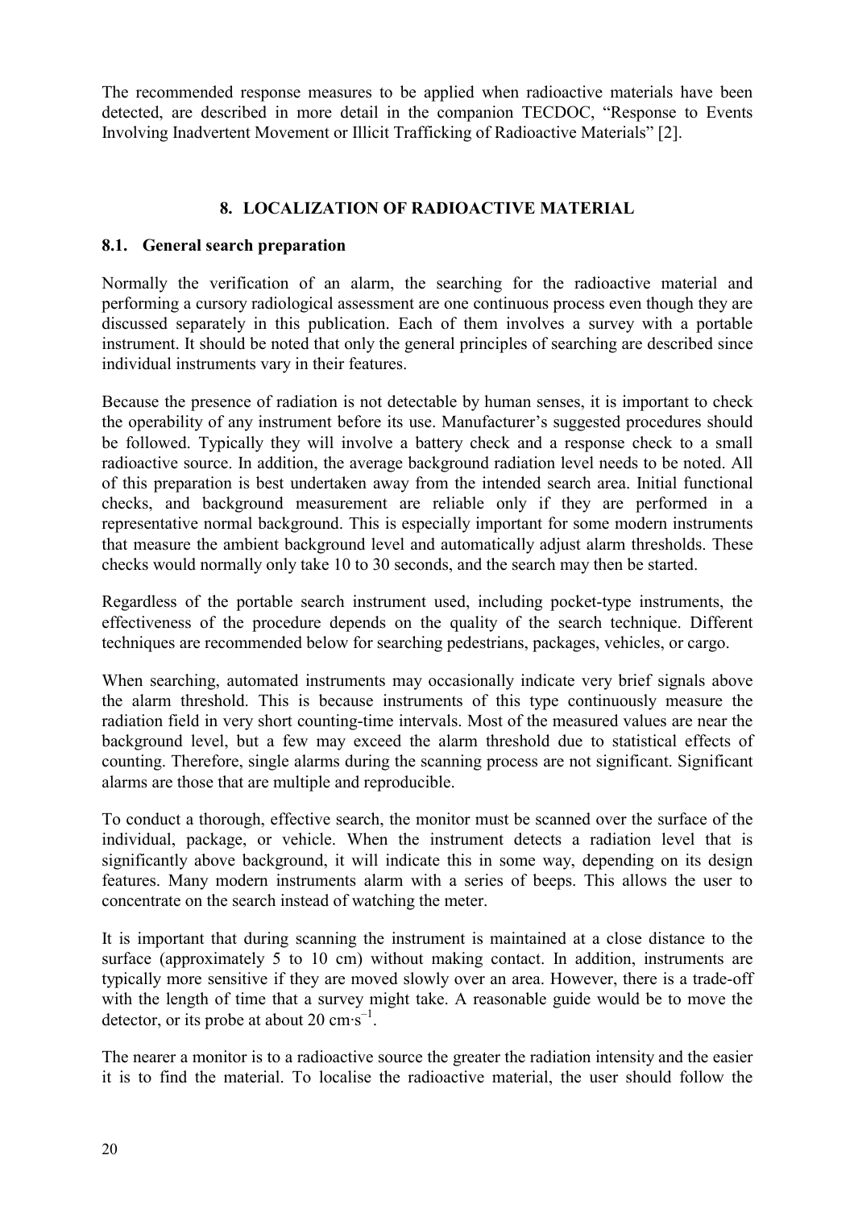The recommended response measures to be applied when radioactive materials have been detected, are described in more detail in the companion TECDOC, “Response to Events Involving Inadvertent Movement or Illicit Trafficking of Radioactive Materials” [2].

# 8. LOCALIZATION OF RADIOACTIVE MATERIAL

## 8.1. General search preparation

Normally the verification of an alarm, the searching for the radioactive material and performing a cursory radiological assessment are one continuous process even though they are discussed separately in this publication. Each of them involves a survey with a portable instrument. It should be noted that only the general principles of searching are described since individual instruments vary in their features.

Because the presence of radiation is not detectable by human senses, it is important to check the operability of any instrument before its use. Manufacturer’s suggested procedures should be followed. Typically they will involve a battery check and a response check to a small radioactive source. In addition, the average background radiation level needs to be noted. All of this preparation is best undertaken away from the intended search area. Initial functional checks, and background measurement are reliable only if they are performed in a representative normal background. This is especially important for some modern instruments that measure the ambient background level and automatically adjust alarm thresholds. These checks would normally only take 10 to 30 seconds, and the search may then be started.

Regardless of the portable search instrument used, including pocket-type instruments, the effectiveness of the procedure depends on the quality of the search technique. Different techniques are recommended below for searching pedestrians, packages, vehicles, or cargo.

When searching, automated instruments may occasionally indicate very brief signals above the alarm threshold. This is because instruments of this type continuously measure the radiation field in very short counting-time intervals. Most of the measured values are near the background level, but a few may exceed the alarm threshold due to statistical effects of counting. Therefore, single alarms during the scanning process are not significant. Significant alarms are those that are multiple and reproducible.

To conduct a thorough, effective search, the monitor must be scanned over the surface of the individual, package, or vehicle. When the instrument detects a radiation level that is significantly above background, it will indicate this in some way, depending on its design features. Many modern instruments alarm with a series of beeps. This allows the user to concentrate on the search instead of watching the meter.

It is important that during scanning the instrument is maintained at a close distance to the surface (approximately 5 to 10 cm) without making contact. In addition, instruments are typically more sensitive if they are moved slowly over an area. However, there is a trade-off with the length of time that a survey might take. A reasonable guide would be to move the detector, or its probe at about 20 $cm \cdot s^{-1}$.

The nearer a monitor is to a radioactive source the greater the radiation intensity and the easier it is to find the material. To localise the radioactive material, the user should follow the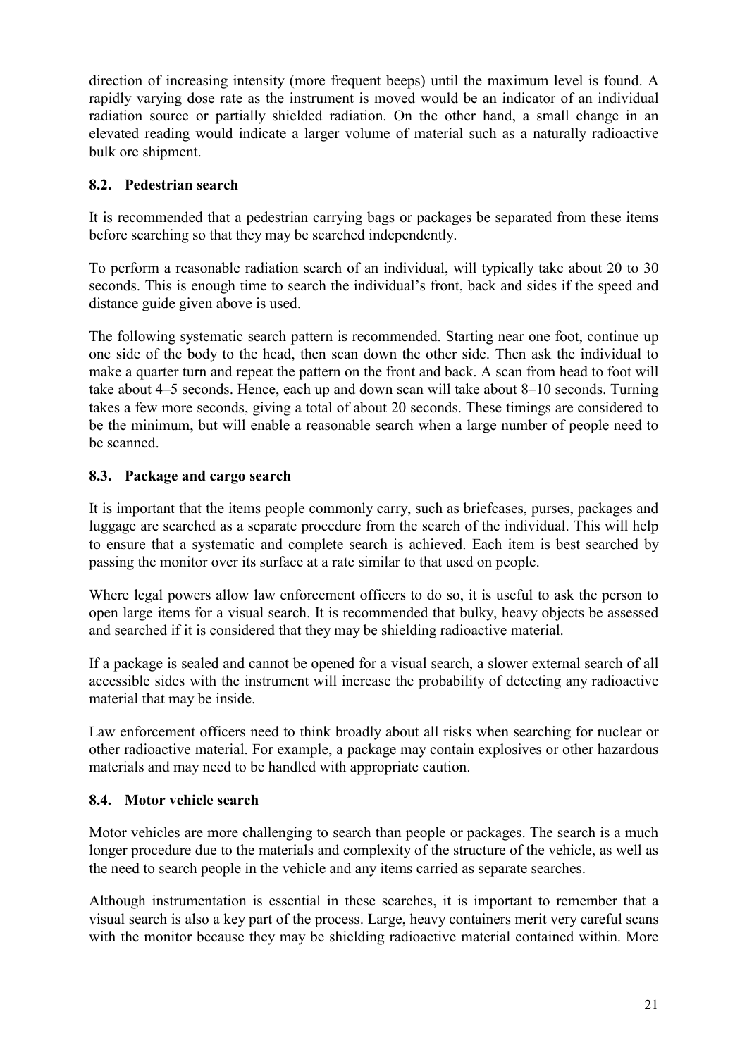direction of increasing intensity (more frequent beeps) until the maximum level is found. A rapidly varying dose rate as the instrument is moved would be an indicator of an individual radiation source or partially shielded radiation. On the other hand, a small change in an elevated reading would indicate a larger volume of material such as a naturally radioactive bulk ore shipment.

### 8.2. Pedestrian search

It is recommended that a pedestrian carrying bags or packages be separated from these items before searching so that they may be searched independently.

To perform a reasonable radiation search of an individual, will typically take about 20 to 30 seconds. This is enough time to search the individual's front, back and sides if the speed and distance guide given above is used.

The following systematic search pattern is recommended. Starting near one foot, continue up one side of the body to the head, then scan down the other side. Then ask the individual to make a quarter turn and repeat the pattern on the front and back. A scan from head to foot will take about 4–5 seconds. Hence, each up and down scan will take about 8–10 seconds. Turning takes a few more seconds, giving a total of about 20 seconds. These timings are considered to be the minimum, but will enable a reasonable search when a large number of people need to be scanned.

### 8.3. Package and cargo search

It is important that the items people commonly carry, such as briefcases, purses, packages and luggage are searched as a separate procedure from the search of the individual. This will help to ensure that a systematic and complete search is achieved. Each item is best searched by passing the monitor over its surface at a rate similar to that used on people.

Where legal powers allow law enforcement officers to do so, it is useful to ask the person to open large items for a visual search. It is recommended that bulky, heavy objects be assessed and searched if it is considered that they may be shielding radioactive material.

If a package is sealed and cannot be opened for a visual search, a slower external search of all accessible sides with the instrument will increase the probability of detecting any radioactive material that may be inside.

Law enforcement officers need to think broadly about all risks when searching for nuclear or other radioactive material. For example, a package may contain explosives or other hazardous materials and may need to be handled with appropriate caution.

### 8.4. Motor vehicle search

Motor vehicles are more challenging to search than people or packages. The search is a much longer procedure due to the materials and complexity of the structure of the vehicle, as well as the need to search people in the vehicle and any items carried as separate searches.

Although instrumentation is essential in these searches, it is important to remember that a visual search is also a key part of the process. Large, heavy containers merit very careful scans with the monitor because they may be shielding radioactive material contained within. More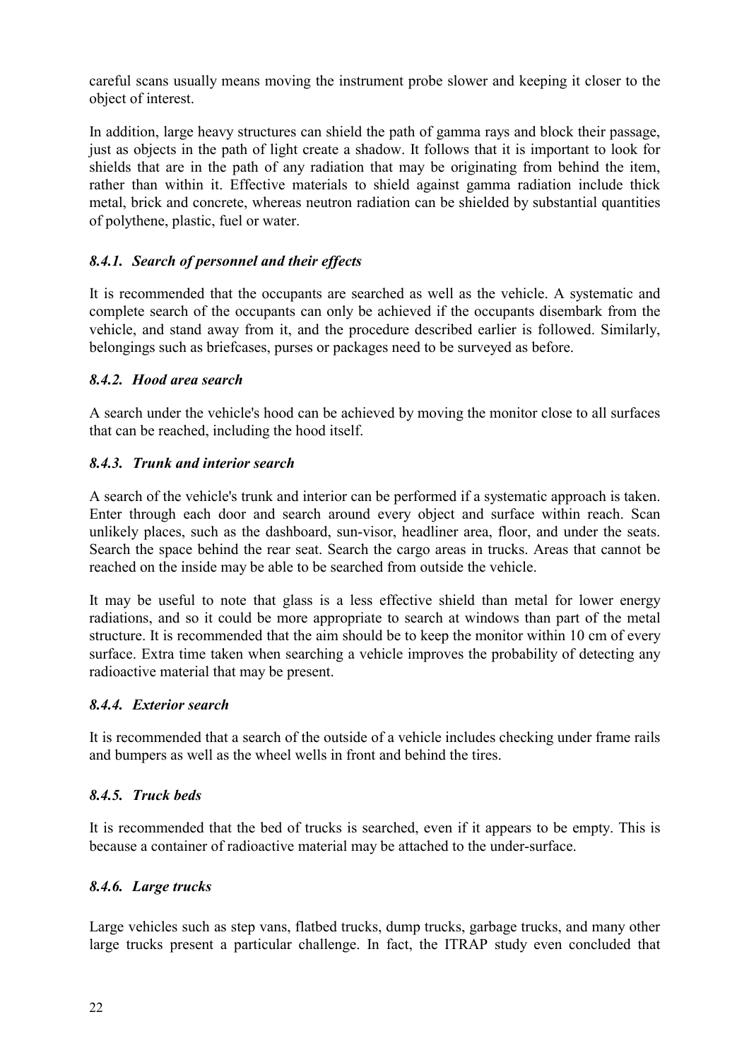careful scans usually means moving the instrument probe slower and keeping it closer to the object of interest.

In addition, large heavy structures can shield the path of gamma rays and block their passage, just as objects in the path of light create a shadow. It follows that it is important to look for shields that are in the path of any radiation that may be originating from behind the item, rather than within it. Effective materials to shield against gamma radiation include thick metal, brick and concrete, whereas neutron radiation can be shielded by substantial quantities of polythene, plastic, fuel or water.

### *8.4.1. Search of personnel and their effects*

It is recommended that the occupants are searched as well as the vehicle. A systematic and complete search of the occupants can only be achieved if the occupants disembark from the vehicle, and stand away from it, and the procedure described earlier is followed. Similarly, belongings such as briefcases, purses or packages need to be surveyed as before.

### *8.4.2. Hood area search*

A search under the vehicle's hood can be achieved by moving the monitor close to all surfaces that can be reached, including the hood itself.

### *8.4.3. Trunk and interior search*

A search of the vehicle's trunk and interior can be performed if a systematic approach is taken. Enter through each door and search around every object and surface within reach. Scan unlikely places, such as the dashboard, sun-visor, headliner area, floor, and under the seats. Search the space behind the rear seat. Search the cargo areas in trucks. Areas that cannot be reached on the inside may be able to be searched from outside the vehicle.

It may be useful to note that glass is a less effective shield than metal for lower energy radiations, and so it could be more appropriate to search at windows than part of the metal structure. It is recommended that the aim should be to keep the monitor within 10 cm of every surface. Extra time taken when searching a vehicle improves the probability of detecting any radioactive material that may be present.

### *8.4.4. Exterior search*

It is recommended that a search of the outside of a vehicle includes checking under frame rails and bumpers as well as the wheel wells in front and behind the tires.

### *8.4.5. Truck beds*

It is recommended that the bed of trucks is searched, even if it appears to be empty. This is because a container of radioactive material may be attached to the under-surface.

### *8.4.6. Large trucks*

Large vehicles such as step vans, flatbed trucks, dump trucks, garbage trucks, and many other large trucks present a particular challenge. In fact, the ITRAP study even concluded that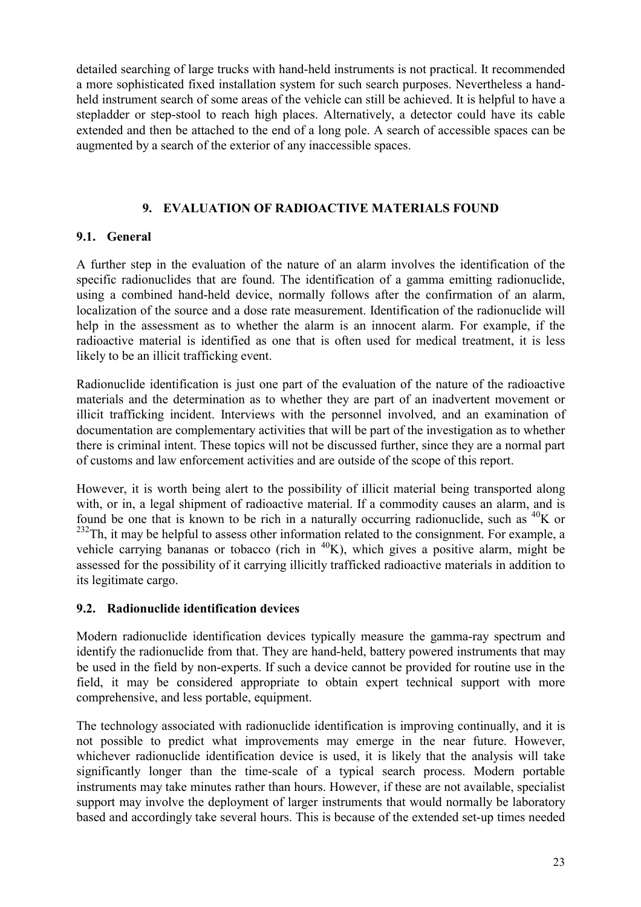detailed searching of large trucks with hand-held instruments is not practical. It recommended a more sophisticated fixed installation system for such search purposes. Nevertheless a hand-held instrument search of some areas of the vehicle can still be achieved. It is helpful to have a stepladder or step-stool to reach high places. Alternatively, a detector could have its cable extended and then be attached to the end of a long pole. A search of accessible spaces can be augmented by a search of the exterior of any inaccessible spaces.

## 9. EVALUATION OF RADIOACTIVE MATERIALS FOUND

### 9.1. General

A further step in the evaluation of the nature of an alarm involves the identification of the specific radionuclides that are found. The identification of a gamma emitting radionuclide, using a combined hand-held device, normally follows after the confirmation of an alarm, localization of the source and a dose rate measurement. Identification of the radionuclide will help in the assessment as to whether the alarm is an innocent alarm. For example, if the radioactive material is identified as one that is often used for medical treatment, it is less likely to be an illicit trafficking event.

Radionuclide identification is just one part of the evaluation of the nature of the radioactive materials and the determination as to whether they are part of an inadvertent movement or illicit trafficking incident. Interviews with the personnel involved, and an examination of documentation are complementary activities that will be part of the investigation as to whether there is criminal intent. These topics will not be discussed further, since they are a normal part of customs and law enforcement activities and are outside of the scope of this report.

However, it is worth being alert to the possibility of illicit material being transported along with, or in, a legal shipment of radioactive material. If a commodity causes an alarm, and is found be one that is known to be rich in a naturally occurring radionuclide, such as $^{40}$K or $^{232}$Th, it may be helpful to assess other information related to the consignment. For example, a vehicle carrying bananas or tobacco (rich in $^{40}$K), which gives a positive alarm, might be assessed for the possibility of it carrying illicitly trafficked radioactive materials in addition to its legitimate cargo.

### 9.2. Radionuclide identification devices

Modern radionuclide identification devices typically measure the gamma-ray spectrum and identify the radionuclide from that. They are hand-held, battery powered instruments that may be used in the field by non-experts. If such a device cannot be provided for routine use in the field, it may be considered appropriate to obtain expert technical support with more comprehensive, and less portable, equipment.

The technology associated with radionuclide identification is improving continually, and it is not possible to predict what improvements may emerge in the near future. However, whichever radionuclide identification device is used, it is likely that the analysis will take significantly longer than the time-scale of a typical search process. Modern portable instruments may take minutes rather than hours. However, if these are not available, specialist support may involve the deployment of larger instruments that would normally be laboratory based and accordingly take several hours. This is because of the extended set-up times needed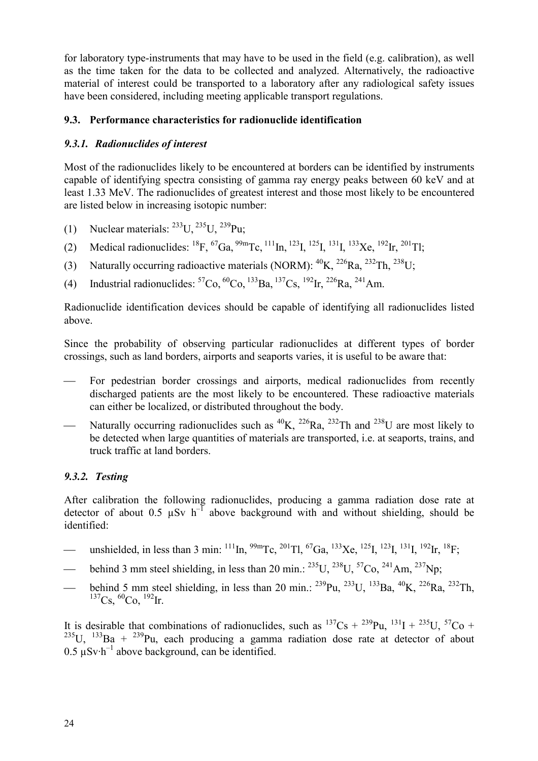for laboratory type-instruments that may have to be used in the field (e.g. calibration), as well as the time taken for the data to be collected and analyzed. Alternatively, the radioactive material of interest could be transported to a laboratory after any radiological safety issues have been considered, including meeting applicable transport regulations.

### 9.3. Performance characteristics for radionuclide identification

#### *9.3.1. Radionuclides of interest*

Most of the radionuclides likely to be encountered at borders can be identified by instruments capable of identifying spectra consisting of gamma ray energy peaks between 60 keV and at least 1.33 MeV. The radionuclides of greatest interest and those most likely to be encountered are listed below in increasing isotopic number:

(1) Nuclear materials: $^{233}U$, $^{235}U$, $^{239}Pu$;

(2) Medical radionuclides: $^{18}F$, $^{67}Ga$, $^{99m}Tc$, $^{111}In$, $^{123}I$, $^{125}I$, $^{131}I$, $^{133}Xe$, $^{192}Ir$, $^{201}Tl$;

(3) Naturally occurring radioactive materials (NORM): $^{40}K$, $^{226}Ra$, $^{232}Th$, $^{238}U$;

(4) Industrial radionuclides: $^{57}Co$, $^{60}Co$, $^{133}Ba$, $^{137}Cs$, $^{192}Ir$, $^{226}Ra$, $^{241}Am$.

Radionuclide identification devices should be capable of identifying all radionuclides listed above.

Since the probability of observing particular radionuclides at different types of border crossings, such as land borders, airports and seaports varies, it is useful to be aware that:

— For pedestrian border crossings and airports, medical radionuclides from recently discharged patients are the most likely to be encountered. These radioactive materials can either be localized, or distributed throughout the body.

— Naturally occurring radionuclides such as $^{40}K$, $^{226}Ra$, $^{232}Th$ and $^{238}U$ are most likely to be detected when large quantities of materials are transported, i.e. at seaports, trains, and truck traffic at land borders.

#### *9.3.2. Testing*

After calibration the following radionuclides, producing a gamma radiation dose rate at detector of about 0.5 µSv $h^{-1}$ above background with and without shielding, should be identified:

— unshielded, in less than 3 min: $^{111}In$, $^{99m}Tc$, $^{201}Tl$, $^{67}Ga$, $^{133}Xe$, $^{125}I$, $^{123}I$, $^{131}I$, $^{192}Ir$, $^{18}F$;

— behind 3 mm steel shielding, in less than 20 min.: $^{235}U$, $^{238}U$, $^{57}Co$, $^{241}Am$, $^{237}Np$;

— behind 5 mm steel shielding, in less than 20 min.: $^{239}Pu$, $^{233}U$, $^{133}Ba$, $^{40}K$, $^{226}Ra$, $^{232}Th$, $^{137}Cs$, $^{60}Co$, $^{192}Ir$.

It is desirable that combinations of radionuclides, such as $^{137}Cs$ + $^{239}Pu$, $^{131}I$ + $^{235}U$, $^{57}Co$ + $^{235}U$, $^{133}Ba$ + $^{239}Pu$, each producing a gamma radiation dose rate at detector of about 0.5 µSv·$h^{-1}$ above background, can be identified.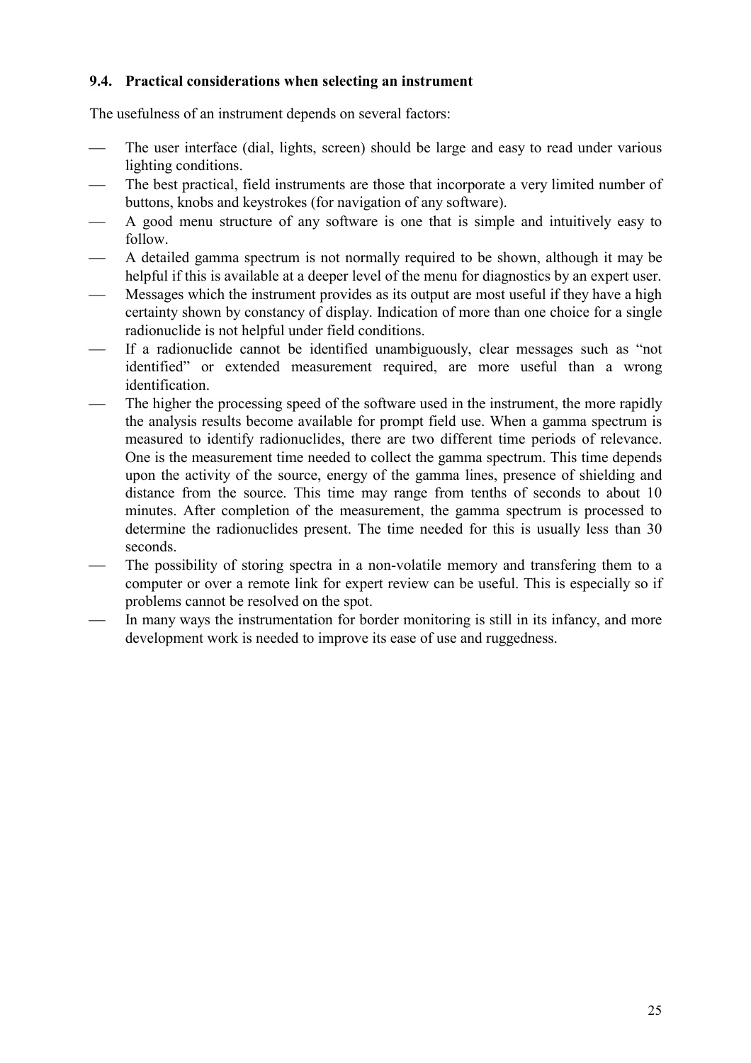### 9.4. Practical considerations when selecting an instrument

The usefulness of an instrument depends on several factors:

- The user interface (dial, lights, screen) should be large and easy to read under various lighting conditions.
- The best practical, field instruments are those that incorporate a very limited number of buttons, knobs and keystrokes (for navigation of any software).
- A good menu structure of any software is one that is simple and intuitively easy to follow.
- A detailed gamma spectrum is not normally required to be shown, although it may be helpful if this is available at a deeper level of the menu for diagnostics by an expert user.
- Messages which the instrument provides as its output are most useful if they have a high certainty shown by constancy of display. Indication of more than one choice for a single radionuclide is not helpful under field conditions.
- If a radionuclide cannot be identified unambiguously, clear messages such as "not identified" or extended measurement required, are more useful than a wrong identification.
- The higher the processing speed of the software used in the instrument, the more rapidly the analysis results become available for prompt field use. When a gamma spectrum is measured to identify radionuclides, there are two different time periods of relevance. One is the measurement time needed to collect the gamma spectrum. This time depends upon the activity of the source, energy of the gamma lines, presence of shielding and distance from the source. This time may range from tenths of seconds to about 10 minutes. After completion of the measurement, the gamma spectrum is processed to determine the radionuclides present. The time needed for this is usually less than 30 seconds.
- The possibility of storing spectra in a non-volatile memory and transfering them to a computer or over a remote link for expert review can be useful. This is especially so if problems cannot be resolved on the spot.
- In many ways the instrumentation for border monitoring is still in its infancy, and more development work is needed to improve its ease of use and ruggedness.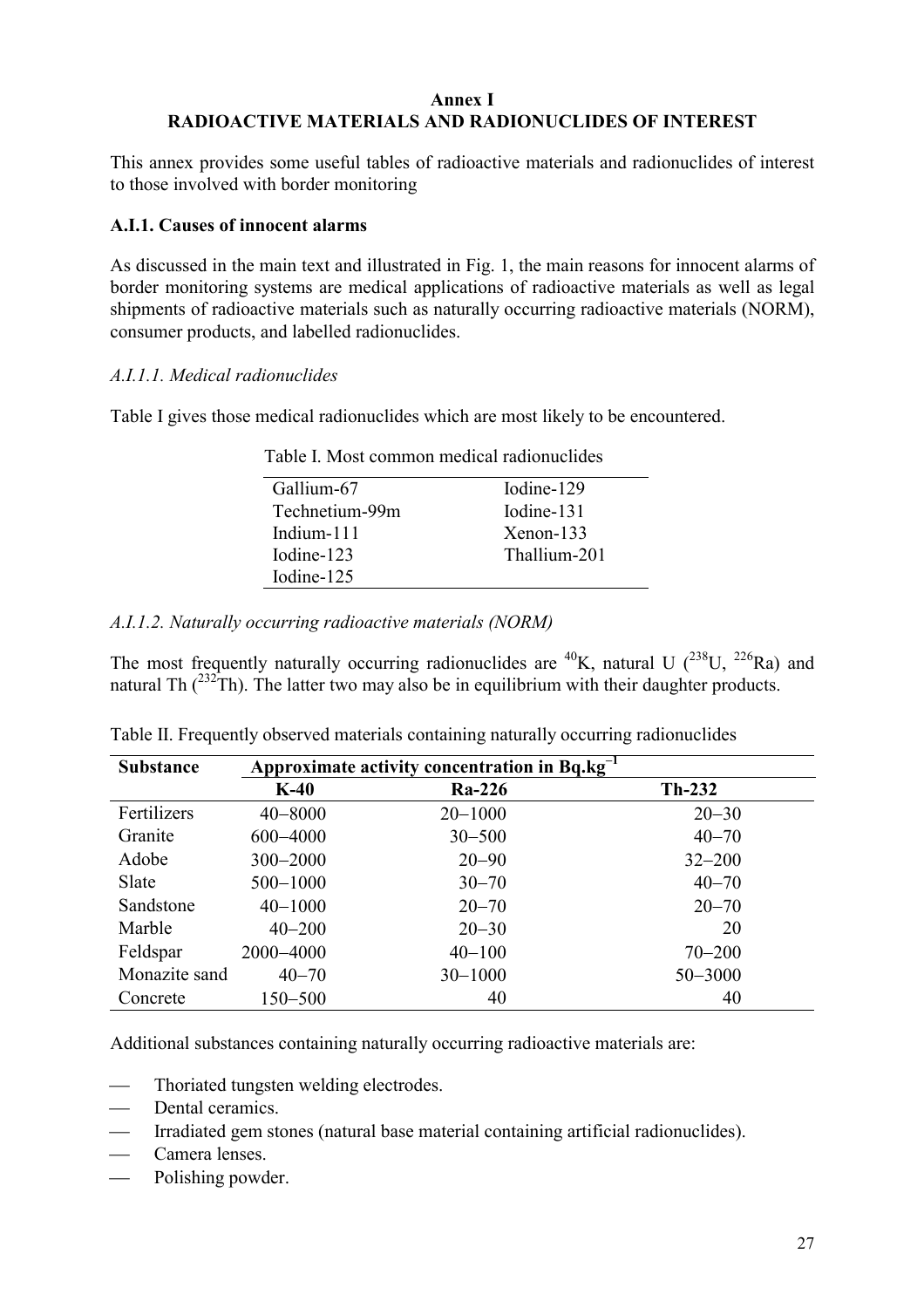# Annex I
## RADIOACTIVE MATERIALS AND RADIONUCLIDES OF INTEREST

This annex provides some useful tables of radioactive materials and radionuclides of interest to those involved with border monitoring

### A.I.1. Causes of innocent alarms

As discussed in the main text and illustrated in Fig. 1, the main reasons for innocent alarms of border monitoring systems are medical applications of radioactive materials as well as legal shipments of radioactive materials such as naturally occurring radioactive materials (NORM), consumer products, and labelled radionuclides.

#### *A.I.1.1. Medical radionuclides*

Table I gives those medical radionuclides which are most likely to be encountered.

Table I. Most common medical radionuclides

| | |
|---|---|
| Gallium-67 | Iodine-129 |
| Technetium-99m | Iodine-131 |
| Indium-111 | Xenon-133 |
| Iodine-123 | Thallium-201 |
| Iodine-125 | |

#### *A.I.1.2. Naturally occurring radioactive materials (NORM)*

The most frequently naturally occurring radionuclides are $^{40}$K, natural U ($^{238}$U, $^{226}$Ra) and natural Th ($^{232}$Th). The latter two may also be in equilibrium with their daughter products.

Table II. Frequently observed materials containing naturally occurring radionuclides

| Substance | Approximate activity concentration in Bq.kg$^{-1}$ | | |
|---|---|---|---|
| | K-40 | Ra-226 | Th-232 |
| Fertilizers | 40–8000 | 20–1000 | 20–30 |
| Granite | 600–4000 | 30–500 | 40–70 |
| Adobe | 300–2000 | 20–90 | 32–200 |
| Slate | 500–1000 | 30–70 | 40–70 |
| Sandstone | 40–1000 | 20–70 | 20–70 |
| Marble | 40–200 | 20–30 | 20 |
| Feldspar | 2000–4000 | 40–100 | 70–200 |
| Monazite sand | 40–70 | 30–1000 | 50–3000 |
| Concrete | 150–500 | 40 | 40 |

Additional substances containing naturally occurring radioactive materials are:

- Thoriated tungsten welding electrodes.
- Dental ceramics.
- Irradiated gem stones (natural base material containing artificial radionuclides).
- Camera lenses.
- Polishing powder.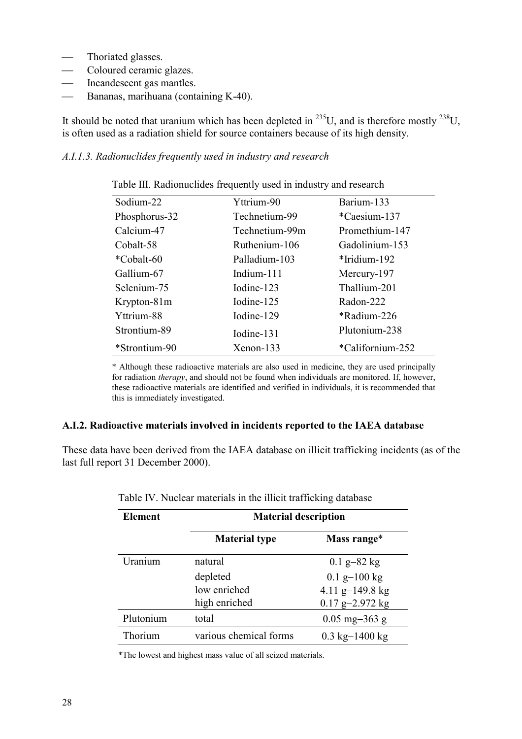- Thoriated glasses.
- Coloured ceramic glazes.
- Incandescent gas mantles.
- Bananas, marihuana (containing K-40).

It should be noted that uranium which has been depleted in $^{235}U$, and is therefore mostly $^{238}U$, is often used as a radiation shield for source containers because of its high density.

*A.I.1.3. Radionuclides frequently used in industry and research*

Table III. Radionuclides frequently used in industry and research

| | | |
|---|---|---|
| Sodium-22 | Yttrium-90 | Barium-133 |
| Phosphorus-32 | Technetium-99 | *Caesium-137 |
| Calcium-47 | Technetium-99m | Promethium-147 |
| Cobalt-58 | Ruthenium-106 | Gadolinium-153 |
| *Cobalt-60 | Palladium-103 | *Iridium-192 |
| Gallium-67 | Indium-111 | Mercury-197 |
| Selenium-75 | Iodine-123 | Thallium-201 |
| Krypton-81m | Iodine-125 | Radon-222 |
| Yttrium-88 | Iodine-129 | *Radium-226 |
| Strontium-89 | Iodine-131 | Plutonium-238 |
| *Strontium-90 | Xenon-133 | *Californium-252 |

\* Although these radioactive materials are also used in medicine, they are used principally for radiation *therapy*, and should not be found when individuals are monitored. If, however, these radioactive materials are identified and verified in individuals, it is recommended that this is immediately investigated.

### A.I.2. Radioactive materials involved in incidents reported to the IAEA database

These data have been derived from the IAEA database on illicit trafficking incidents (as of the last full report 31 December 2000).

Table IV. Nuclear materials in the illicit trafficking database

| **Element** | **Material description** | |
|---|---|---|
| | **Material type** | **Mass range*** |
| Uranium | natural | 0.1 g–82 kg |
| | depleted | 0.1 g–100 kg |
| | low enriched | 4.11 g–149.8 kg |
| | high enriched | 0.17 g–2.972 kg |
| Plutonium | total | 0.05 mg–363 g |
| Thorium | various chemical forms | 0.3 kg–1400 kg |

*The lowest and highest mass value of all seized materials.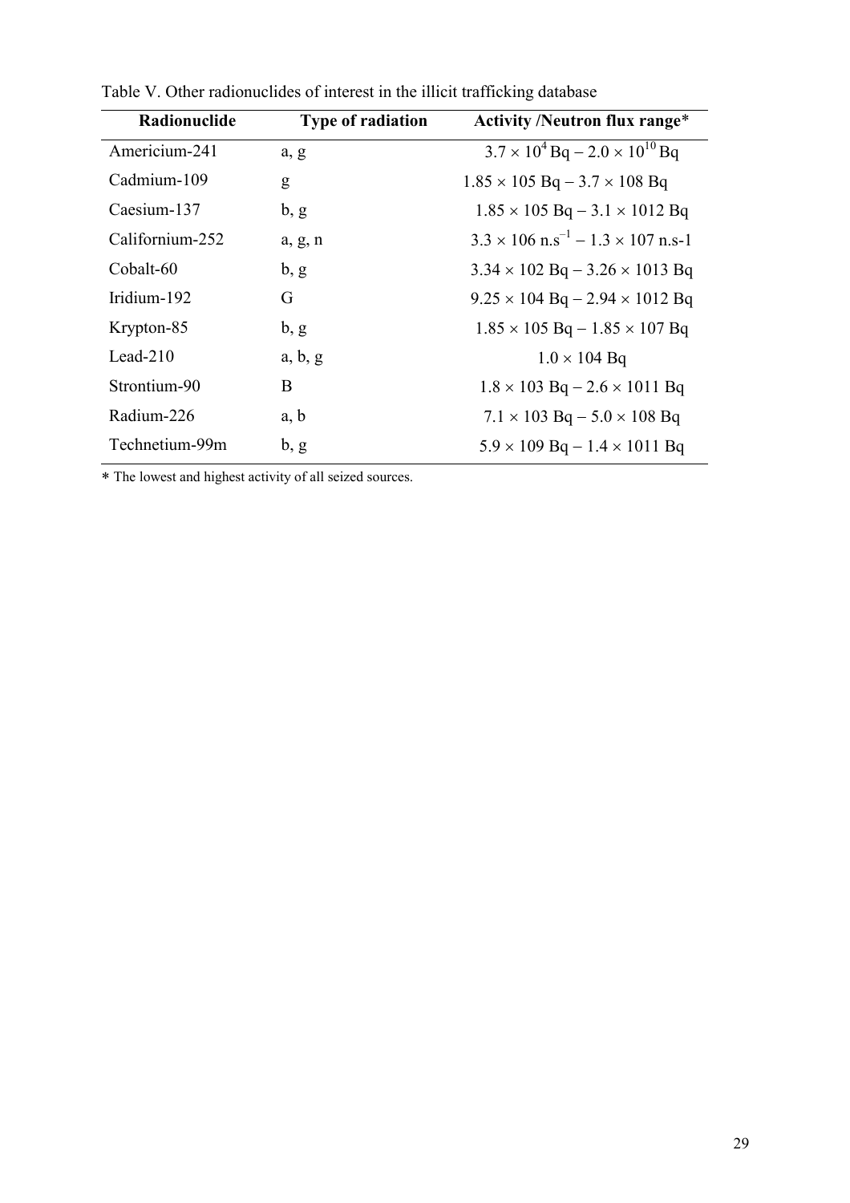Table V. Other radionuclides of interest in the illicit trafficking database

| Radionuclide | Type of radiation | Activity /Neutron flux range* |
|---|---|---|
| Americium-241 | a, g | $3.7 \times 10^4$ Bq – $2.0 \times 10^{10}$ Bq |
| Cadmium-109 | g | $1.85 \times 105$ Bq – $3.7 \times 108$ Bq |
| Caesium-137 | b, g | $1.85 \times 105$ Bq – $3.1 \times 1012$ Bq |
| Californium-252 | a, g, n | $3.3 \times 106$ n.s$^{-1}$ – $1.3 \times 107$ n.s-1 |
| Cobalt-60 | b, g | $3.34 \times 102$ Bq – $3.26 \times 1013$ Bq |
| Iridium-192 | G | $9.25 \times 104$ Bq – $2.94 \times 1012$ Bq |
| Krypton-85 | b, g | $1.85 \times 105$ Bq – $1.85 \times 107$ Bq |
| Lead-210 | a, b, g | $1.0 \times 104$ Bq |
| Strontium-90 | B | $1.8 \times 103$ Bq – $2.6 \times 1011$ Bq |
| Radium-226 | a, b | $7.1 \times 103$ Bq – $5.0 \times 108$ Bq |
| Technetium-99m | b, g | $5.9 \times 109$ Bq – $1.4 \times 1011$ Bq |

* The lowest and highest activity of all seized sources.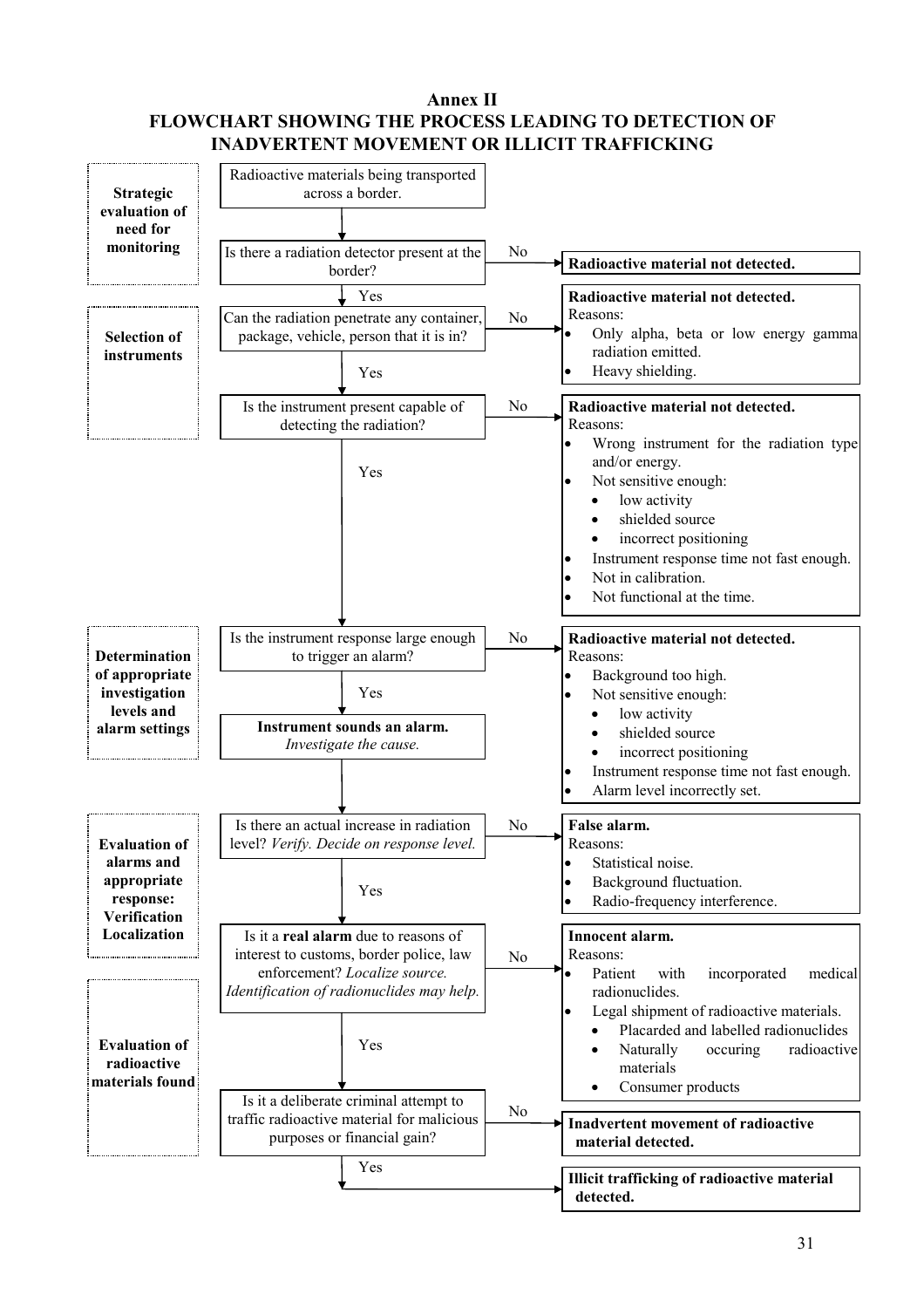# Annex II
## FLOWCHART SHOWING THE PROCESS LEADING TO DETECTION OF INADVERTENT MOVEMENT OR ILLICIT TRAFFICKING

**Strategic evaluation of need for monitoring**

Radioactive materials being transported across a border.

↓

Is there a radiation detector present at the border?

- No → **Radioactive material not detected.**
- Yes ↓

**Selection of instruments**

Can the radiation penetrate any container, package, vehicle, person that it is in?

- No → **Radioactive material not detected.** Reasons:
  - Only alpha, beta or low energy gamma radiation emitted.
  - Heavy shielding.
- Yes ↓

Is the instrument present capable of detecting the radiation?

- No → **Radioactive material not detected.** Reasons:
  - Wrong instrument for the radiation type and/or energy.
  - Not sensitive enough:
    - low activity
    - shielded source
    - incorrect positioning
  - Instrument response time not fast enough.
  - Not in calibration.
  - Not functional at the time.
- Yes ↓

**Determination of appropriate investigation levels and alarm settings**

Is the instrument response large enough to trigger an alarm?

- No → **Radioactive material not detected.** Reasons:
  - Background too high.
  - Not sensitive enough:
    - low activity
    - shielded source
    - incorrect positioning
  - Instrument response time not fast enough.
  - Alarm level incorrectly set.
- Yes ↓

**Instrument sounds an alarm.** *Investigate the cause.*

↓

**Evaluation of alarms and appropriate response: Verification Localization**

Is there an actual increase in radiation level? *Verify. Decide on response level.*

- No → **False alarm.** Reasons:
  - Statistical noise.
  - Background fluctuation.
  - Radio-frequency interference.
- Yes ↓

Is it a **real alarm** due to reasons of interest to customs, border police, law enforcement? *Localize source. Identification of radionuclides may help.*

- No → **Innocent alarm.** Reasons:
  - Patient with incorporated medical radionuclides.
  - Legal shipment of radioactive materials.
    - Placarded and labelled radionuclides
    - Naturally occuring radioactive materials
    - Consumer products
- Yes ↓

**Evaluation of radioactive materials found**

Is it a deliberate criminal attempt to traffic radioactive material for malicious purposes or financial gain?

- No → **Inadvertent movement of radioactive material detected.**
- Yes → **Illicit trafficking of radioactive material detected.**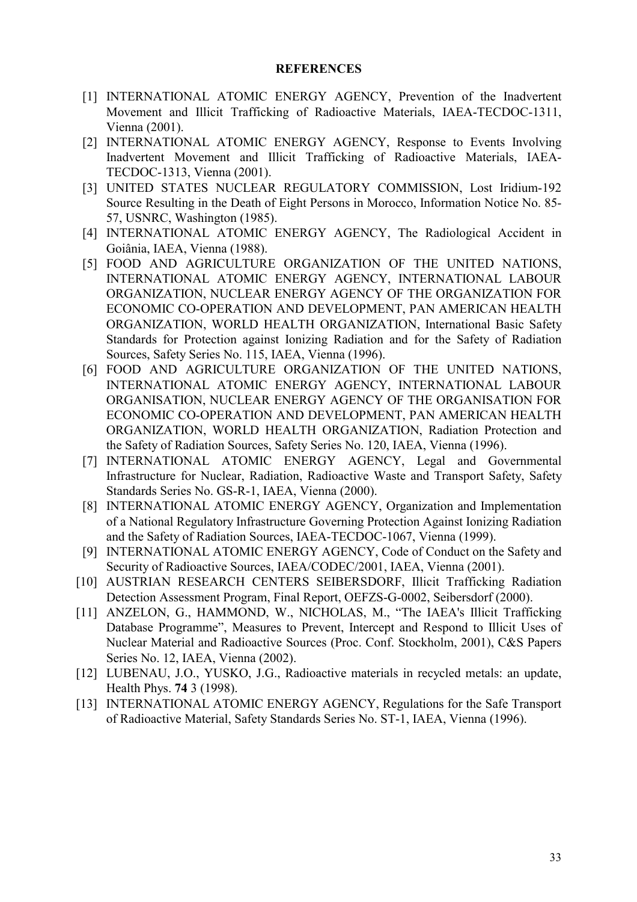# REFERENCES

[1] INTERNATIONAL ATOMIC ENERGY AGENCY, Prevention of the Inadvertent Movement and Illicit Trafficking of Radioactive Materials, IAEA-TECDOC-1311, Vienna (2001).

[2] INTERNATIONAL ATOMIC ENERGY AGENCY, Response to Events Involving Inadvertent Movement and Illicit Trafficking of Radioactive Materials, IAEA-TECDOC-1313, Vienna (2001).

[3] UNITED STATES NUCLEAR REGULATORY COMMISSION, Lost Iridium-192 Source Resulting in the Death of Eight Persons in Morocco, Information Notice No. 85-57, USNRC, Washington (1985).

[4] INTERNATIONAL ATOMIC ENERGY AGENCY, The Radiological Accident in Goiânia, IAEA, Vienna (1988).

[5] FOOD AND AGRICULTURE ORGANIZATION OF THE UNITED NATIONS, INTERNATIONAL ATOMIC ENERGY AGENCY, INTERNATIONAL LABOUR ORGANIZATION, NUCLEAR ENERGY AGENCY OF THE ORGANIZATION FOR ECONOMIC CO-OPERATION AND DEVELOPMENT, PAN AMERICAN HEALTH ORGANIZATION, WORLD HEALTH ORGANIZATION, International Basic Safety Standards for Protection against Ionizing Radiation and for the Safety of Radiation Sources, Safety Series No. 115, IAEA, Vienna (1996).

[6] FOOD AND AGRICULTURE ORGANIZATION OF THE UNITED NATIONS, INTERNATIONAL ATOMIC ENERGY AGENCY, INTERNATIONAL LABOUR ORGANISATION, NUCLEAR ENERGY AGENCY OF THE ORGANISATION FOR ECONOMIC CO-OPERATION AND DEVELOPMENT, PAN AMERICAN HEALTH ORGANIZATION, WORLD HEALTH ORGANIZATION, Radiation Protection and the Safety of Radiation Sources, Safety Series No. 120, IAEA, Vienna (1996).

[7] INTERNATIONAL ATOMIC ENERGY AGENCY, Legal and Governmental Infrastructure for Nuclear, Radiation, Radioactive Waste and Transport Safety, Safety Standards Series No. GS-R-1, IAEA, Vienna (2000).

[8] INTERNATIONAL ATOMIC ENERGY AGENCY, Organization and Implementation of a National Regulatory Infrastructure Governing Protection Against Ionizing Radiation and the Safety of Radiation Sources, IAEA-TECDOC-1067, Vienna (1999).

[9] INTERNATIONAL ATOMIC ENERGY AGENCY, Code of Conduct on the Safety and Security of Radioactive Sources, IAEA/CODEC/2001, IAEA, Vienna (2001).

[10] AUSTRIAN RESEARCH CENTERS SEIBERSDORF, Illicit Trafficking Radiation Detection Assessment Program, Final Report, OEFZS-G-0002, Seibersdorf (2000).

[11] ANZELON, G., HAMMOND, W., NICHOLAS, M., "The IAEA's Illicit Trafficking Database Programme", Measures to Prevent, Intercept and Respond to Illicit Uses of Nuclear Material and Radioactive Sources (Proc. Conf. Stockholm, 2001), C&S Papers Series No. 12, IAEA, Vienna (2002).

[12] LUBENAU, J.O., YUSKO, J.G., Radioactive materials in recycled metals: an update, Health Phys. **74** 3 (1998).

[13] INTERNATIONAL ATOMIC ENERGY AGENCY, Regulations for the Safe Transport of Radioactive Material, Safety Standards Series No. ST-1, IAEA, Vienna (1996).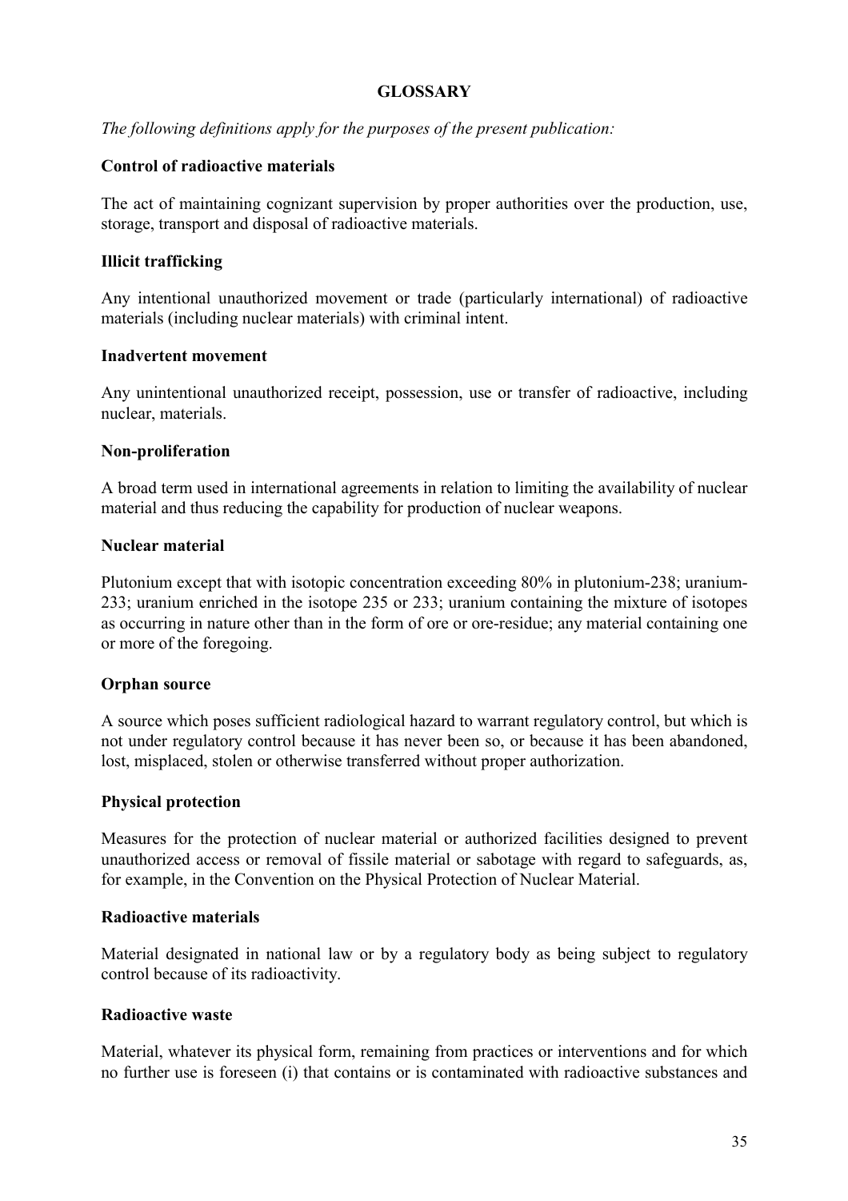## GLOSSARY

*The following definitions apply for the purposes of the present publication:*

**Control of radioactive materials**

The act of maintaining cognizant supervision by proper authorities over the production, use, storage, transport and disposal of radioactive materials.

**Illicit trafficking**

Any intentional unauthorized movement or trade (particularly international) of radioactive materials (including nuclear materials) with criminal intent.

**Inadvertent movement**

Any unintentional unauthorized receipt, possession, use or transfer of radioactive, including nuclear, materials.

**Non-proliferation**

A broad term used in international agreements in relation to limiting the availability of nuclear material and thus reducing the capability for production of nuclear weapons.

**Nuclear material**

Plutonium except that with isotopic concentration exceeding 80% in plutonium-238; uranium-233; uranium enriched in the isotope 235 or 233; uranium containing the mixture of isotopes as occurring in nature other than in the form of ore or ore-residue; any material containing one or more of the foregoing.

**Orphan source**

A source which poses sufficient radiological hazard to warrant regulatory control, but which is not under regulatory control because it has never been so, or because it has been abandoned, lost, misplaced, stolen or otherwise transferred without proper authorization.

**Physical protection**

Measures for the protection of nuclear material or authorized facilities designed to prevent unauthorized access or removal of fissile material or sabotage with regard to safeguards, as, for example, in the Convention on the Physical Protection of Nuclear Material.

**Radioactive materials**

Material designated in national law or by a regulatory body as being subject to regulatory control because of its radioactivity.

**Radioactive waste**

Material, whatever its physical form, remaining from practices or interventions and for which no further use is foreseen (i) that contains or is contaminated with radioactive substances and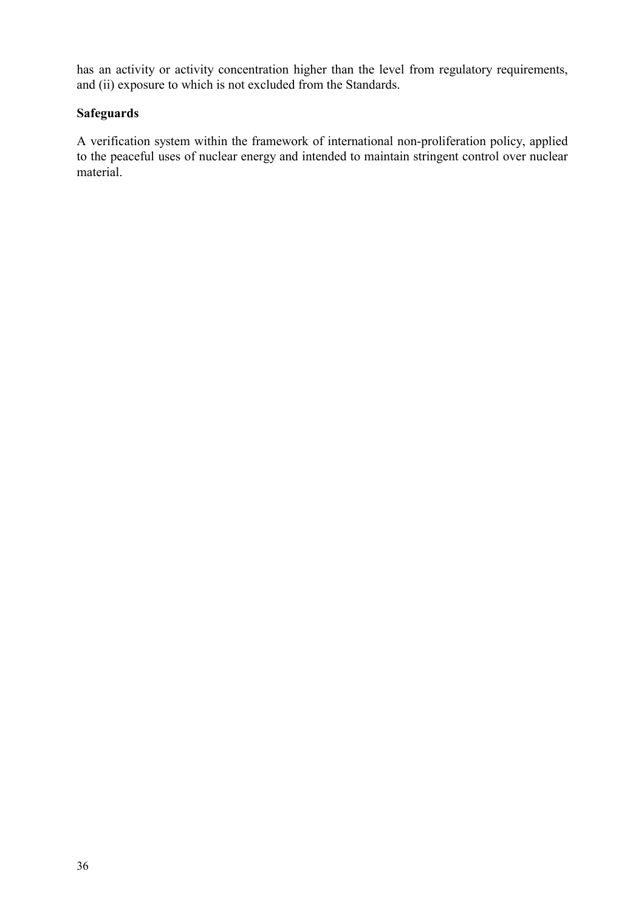has an activity or activity concentration higher than the level from regulatory requirements, and (ii) exposure to which is not excluded from the Standards.

**Safeguards**

A verification system within the framework of international non-proliferation policy, applied to the peaceful uses of nuclear energy and intended to maintain stringent control over nuclear material.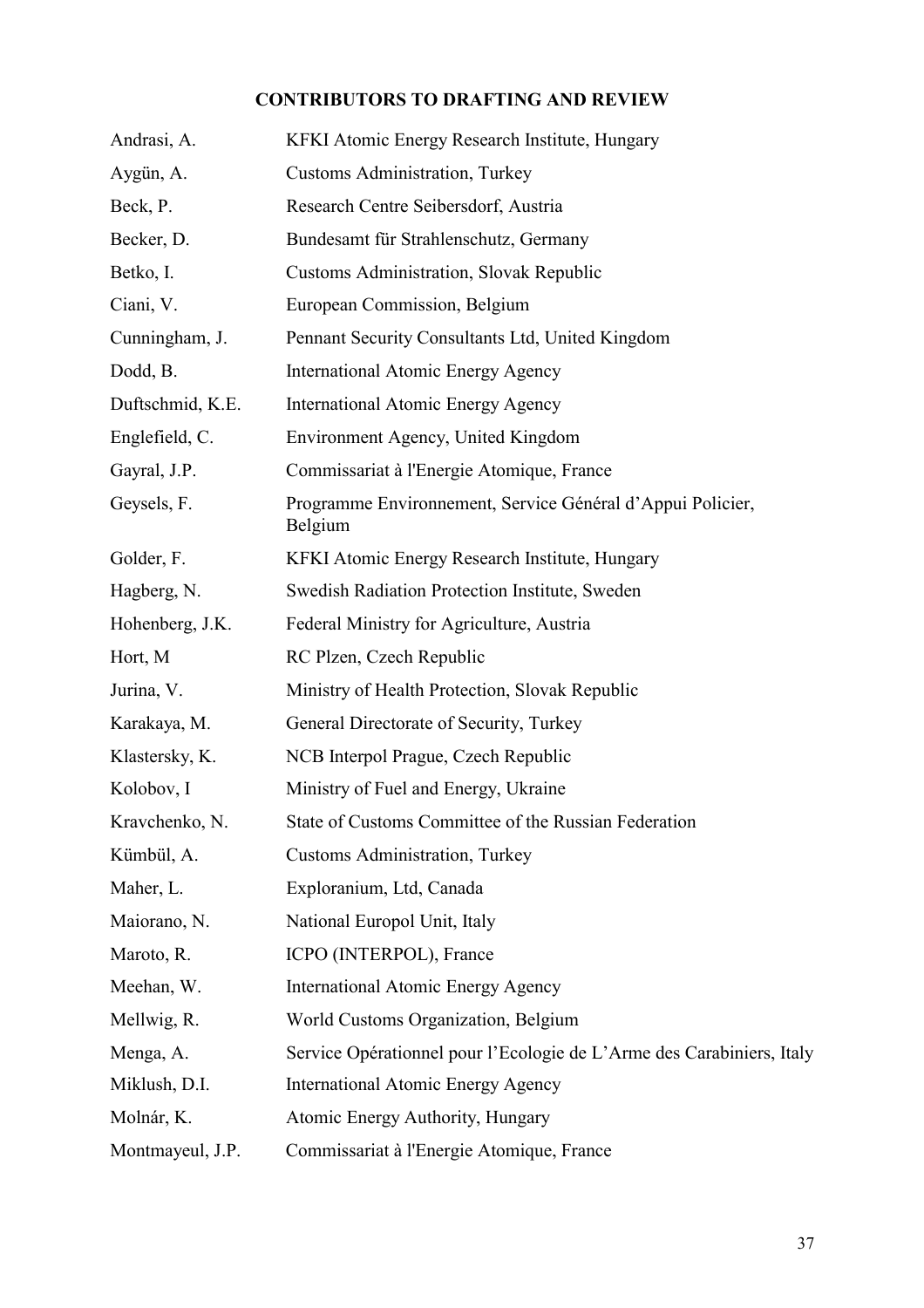**CONTRIBUTORS TO DRAFTING AND REVIEW**

| | |
|---|---|
| Andrasi, A. | KFKI Atomic Energy Research Institute, Hungary |
| Aygün, A. | Customs Administration, Turkey |
| Beck, P. | Research Centre Seibersdorf, Austria |
| Becker, D. | Bundesamt für Strahlenschutz, Germany |
| Betko, I. | Customs Administration, Slovak Republic |
| Ciani, V. | European Commission, Belgium |
| Cunningham, J. | Pennant Security Consultants Ltd, United Kingdom |
| Dodd, B. | International Atomic Energy Agency |
| Duftschmid, K.E. | International Atomic Energy Agency |
| Englefield, C. | Environment Agency, United Kingdom |
| Gayral, J.P. | Commissariat à l'Energie Atomique, France |
| Geysels, F. | Programme Environnement, Service Général d'Appui Policier, Belgium |
| Golder, F. | KFKI Atomic Energy Research Institute, Hungary |
| Hagberg, N. | Swedish Radiation Protection Institute, Sweden |
| Hohenberg, J.K. | Federal Ministry for Agriculture, Austria |
| Hort, M | RC Plzen, Czech Republic |
| Jurina, V. | Ministry of Health Protection, Slovak Republic |
| Karakaya, M. | General Directorate of Security, Turkey |
| Klastersky, K. | NCB Interpol Prague, Czech Republic |
| Kolobov, I | Ministry of Fuel and Energy, Ukraine |
| Kravchenko, N. | State of Customs Committee of the Russian Federation |
| Kümbül, A. | Customs Administration, Turkey |
| Maher, L. | Exploranium, Ltd, Canada |
| Maiorano, N. | National Europol Unit, Italy |
| Maroto, R. | ICPO (INTERPOL), France |
| Meehan, W. | International Atomic Energy Agency |
| Mellwig, R. | World Customs Organization, Belgium |
| Menga, A. | Service Opérationnel pour l'Ecologie de L'Arme des Carabiniers, Italy |
| Miklush, D.I. | International Atomic Energy Agency |
| Molnár, K. | Atomic Energy Authority, Hungary |
| Montmayeul, J.P. | Commissariat à l'Energie Atomique, France |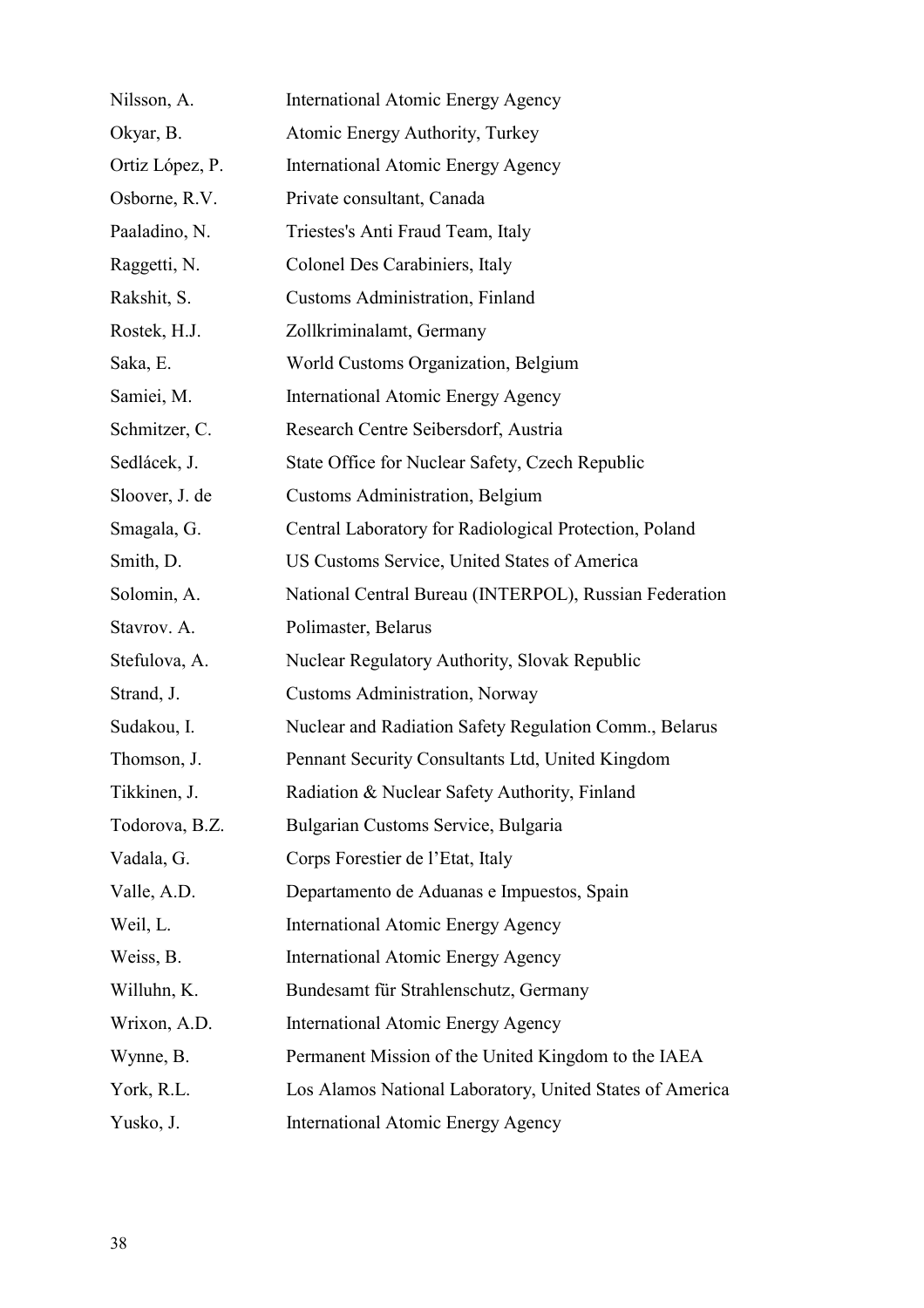| | |
|---|---|
| Nilsson, A. | International Atomic Energy Agency |
| Okyar, B. | Atomic Energy Authority, Turkey |
| Ortiz López, P. | International Atomic Energy Agency |
| Osborne, R.V. | Private consultant, Canada |
| Paaladino, N. | Triestes's Anti Fraud Team, Italy |
| Raggetti, N. | Colonel Des Carabiniers, Italy |
| Rakshit, S. | Customs Administration, Finland |
| Rostek, H.J. | Zollkriminalamt, Germany |
| Saka, E. | World Customs Organization, Belgium |
| Samiei, M. | International Atomic Energy Agency |
| Schmitzer, C. | Research Centre Seibersdorf, Austria |
| Sedlácek, J. | State Office for Nuclear Safety, Czech Republic |
| Sloover, J. de | Customs Administration, Belgium |
| Smagala, G. | Central Laboratory for Radiological Protection, Poland |
| Smith, D. | US Customs Service, United States of America |
| Solomin, A. | National Central Bureau (INTERPOL), Russian Federation |
| Stavrov. A. | Polimaster, Belarus |
| Stefulova, A. | Nuclear Regulatory Authority, Slovak Republic |
| Strand, J. | Customs Administration, Norway |
| Sudakou, I. | Nuclear and Radiation Safety Regulation Comm., Belarus |
| Thomson, J. | Pennant Security Consultants Ltd, United Kingdom |
| Tikkinen, J. | Radiation & Nuclear Safety Authority, Finland |
| Todorova, B.Z. | Bulgarian Customs Service, Bulgaria |
| Vadala, G. | Corps Forestier de l'Etat, Italy |
| Valle, A.D. | Departamento de Aduanas e Impuestos, Spain |
| Weil, L. | International Atomic Energy Agency |
| Weiss, B. | International Atomic Energy Agency |
| Willuhn, K. | Bundesamt für Strahlenschutz, Germany |
| Wrixon, A.D. | International Atomic Energy Agency |
| Wynne, B. | Permanent Mission of the United Kingdom to the IAEA |
| York, R.L. | Los Alamos National Laboratory, United States of America |
| Yusko, J. | International Atomic Energy Agency |